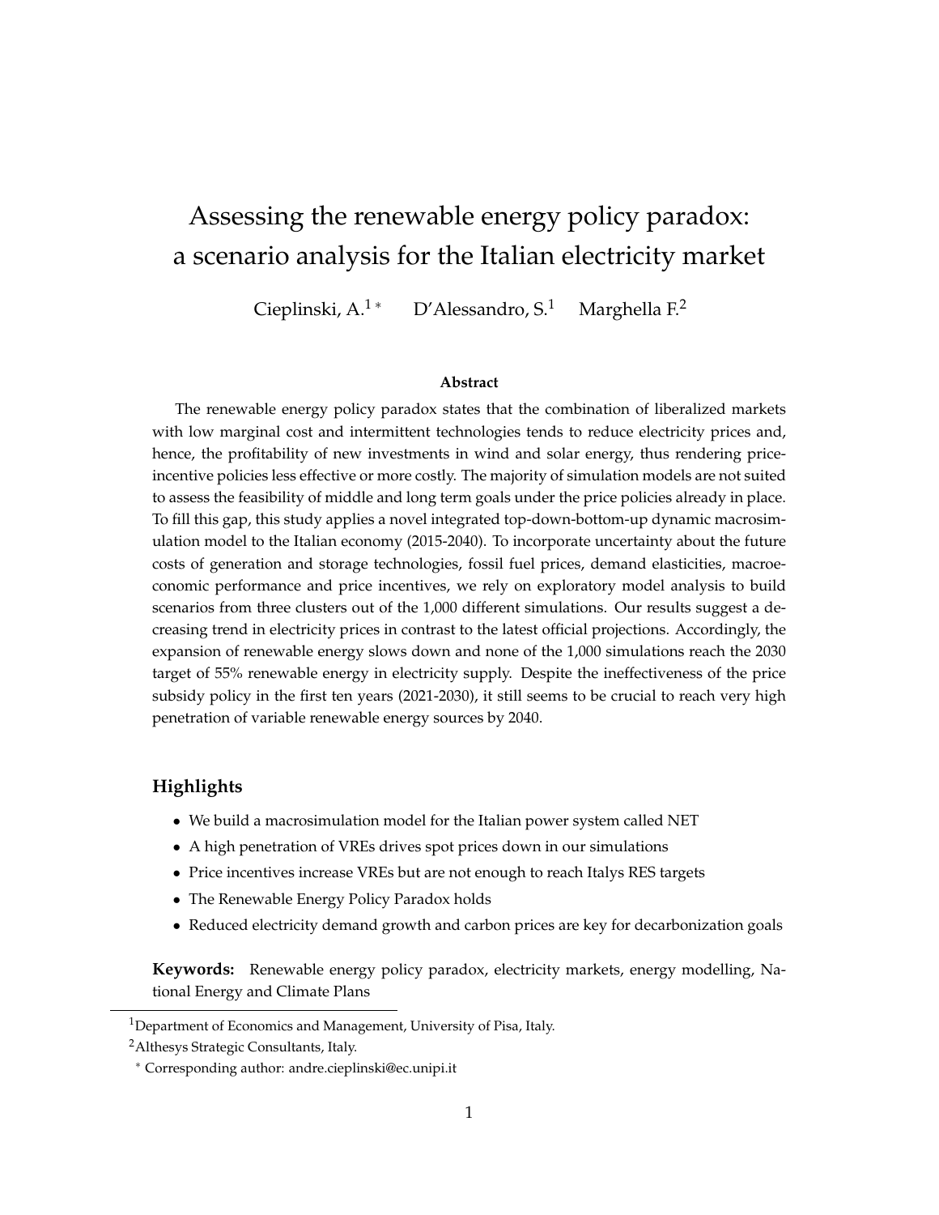# Assessing the renewable energy policy paradox: a scenario analysis for the Italian electricity market

Cieplinski, A.[1 *] D'Alessandro, S.[1] Marghella F.[2]

### Abstract

The renewable energy policy paradox states that the combination of liberalized markets with low marginal cost and intermittent technologies tends to reduce electricity prices and, hence, the profitability of new investments in wind and solar energy, thus rendering price-incentive policies less effective or more costly. The majority of simulation models are not suited to assess the feasibility of middle and long term goals under the price policies already in place. To fill this gap, this study applies a novel integrated top-down-bottom-up dynamic macrosimulation model to the Italian economy (2015-2040). To incorporate uncertainty about the future costs of generation and storage technologies, fossil fuel prices, demand elasticities, macroeconomic performance and price incentives, we rely on exploratory model analysis to build scenarios from three clusters out of the 1,000 different simulations. Our results suggest a decreasing trend in electricity prices in contrast to the latest official projections. Accordingly, the expansion of renewable energy slows down and none of the 1,000 simulations reach the 2030 target of 55% renewable energy in electricity supply. Despite the ineffectiveness of the price subsidy policy in the first ten years (2021-2030), it still seems to be crucial to reach very high penetration of variable renewable energy sources by 2040.

## Highlights

- We build a macrosimulation model for the Italian power system called NET
- A high penetration of VREs drives spot prices down in our simulations
- Price incentives increase VREs but are not enough to reach Italys RES targets
- The Renewable Energy Policy Paradox holds
- Reduced electricity demand growth and carbon prices are key for decarbonization goals

**Keywords:** Renewable energy policy paradox, electricity markets, energy modelling, National Energy and Climate Plans

---

[1] Department of Economics and Management, University of Pisa, Italy.

[2] Althesys Strategic Consultants, Italy.

[*] Corresponding author: andre.cieplinski@ec.unipi.it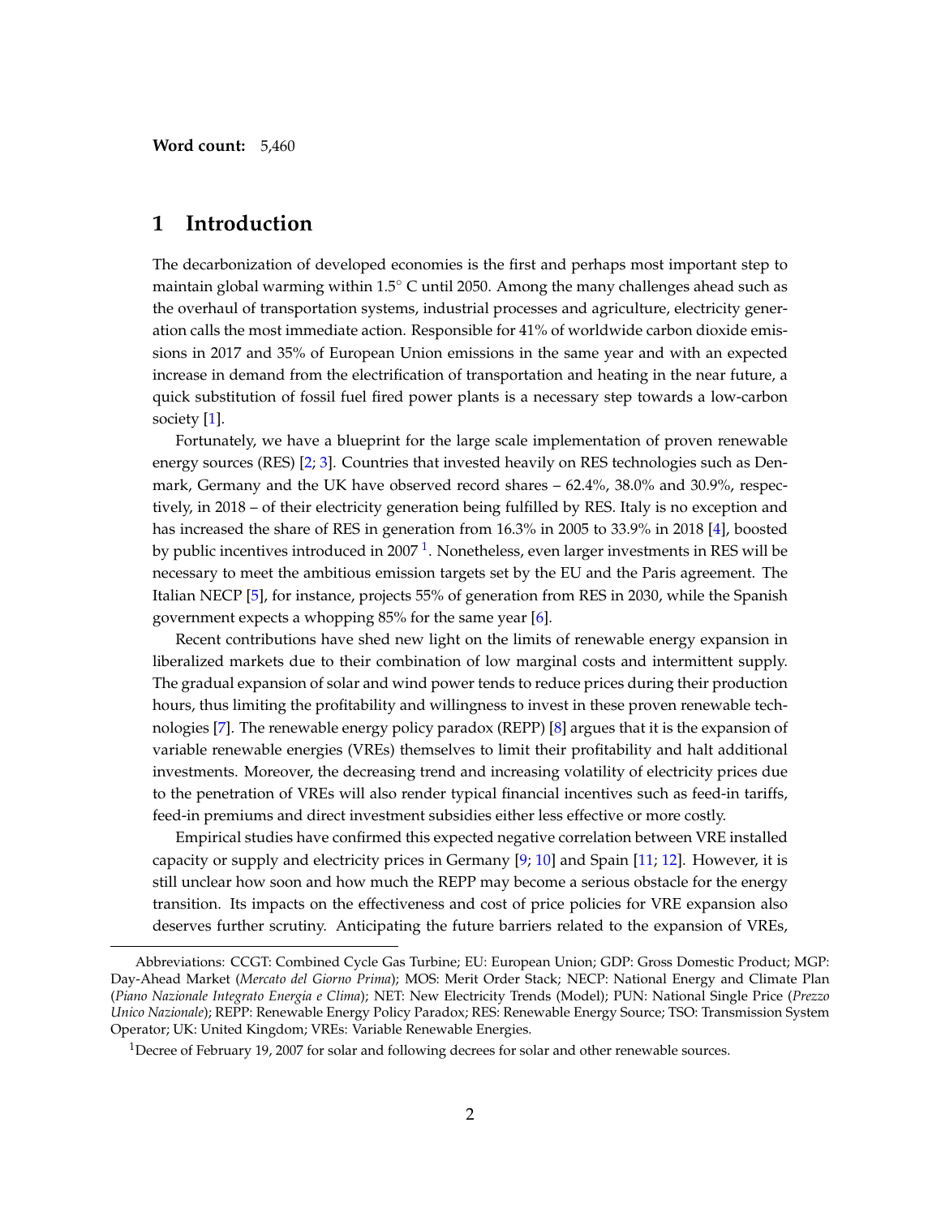**Word count:** 5,460

# 1 Introduction

The decarbonization of developed economies is the first and perhaps most important step to maintain global warming within 1.5° C until 2050. Among the many challenges ahead such as the overhaul of transportation systems, industrial processes and agriculture, electricity generation calls the most immediate action. Responsible for 41% of worldwide carbon dioxide emissions in 2017 and 35% of European Union emissions in the same year and with an expected increase in demand from the electrification of transportation and heating in the near future, a quick substitution of fossil fuel fired power plants is a necessary step towards a low-carbon society [1].

Fortunately, we have a blueprint for the large scale implementation of proven renewable energy sources (RES) [2; 3]. Countries that invested heavily on RES technologies such as Denmark, Germany and the UK have observed record shares – 62.4%, 38.0% and 30.9%, respectively, in 2018 – of their electricity generation being fulfilled by RES. Italy is no exception and has increased the share of RES in generation from 16.3% in 2005 to 33.9% in 2018 [4], boosted by public incentives introduced in 2007 [1]. Nonetheless, even larger investments in RES will be necessary to meet the ambitious emission targets set by the EU and the Paris agreement. The Italian NECP [5], for instance, projects 55% of generation from RES in 2030, while the Spanish government expects a whopping 85% for the same year [6].

Recent contributions have shed new light on the limits of renewable energy expansion in liberalized markets due to their combination of low marginal costs and intermittent supply. The gradual expansion of solar and wind power tends to reduce prices during their production hours, thus limiting the profitability and willingness to invest in these proven renewable technologies [7]. The renewable energy policy paradox (REPP) [8] argues that it is the expansion of variable renewable energies (VREs) themselves to limit their profitability and halt additional investments. Moreover, the decreasing trend and increasing volatility of electricity prices due to the penetration of VREs will also render typical financial incentives such as feed-in tariffs, feed-in premiums and direct investment subsidies either less effective or more costly.

Empirical studies have confirmed this expected negative correlation between VRE installed capacity or supply and electricity prices in Germany [9; 10] and Spain [11; 12]. However, it is still unclear how soon and how much the REPP may become a serious obstacle for the energy transition. Its impacts on the effectiveness and cost of price policies for VRE expansion also deserves further scrutiny. Anticipating the future barriers related to the expansion of VREs,

---

Abbreviations: CCGT: Combined Cycle Gas Turbine; EU: European Union; GDP: Gross Domestic Product; MGP: Day-Ahead Market (*Mercato del Giorno Prima*); MOS: Merit Order Stack; NECP: National Energy and Climate Plan (*Piano Nazionale Integrato Energia e Clima*); NET: New Electricity Trends (Model); PUN: National Single Price (*Prezzo Unico Nazionale*); REPP: Renewable Energy Policy Paradox; RES: Renewable Energy Source; TSO: Transmission System Operator; UK: United Kingdom; VREs: Variable Renewable Energies.

[1] Decree of February 19, 2007 for solar and following decrees for solar and other renewable sources.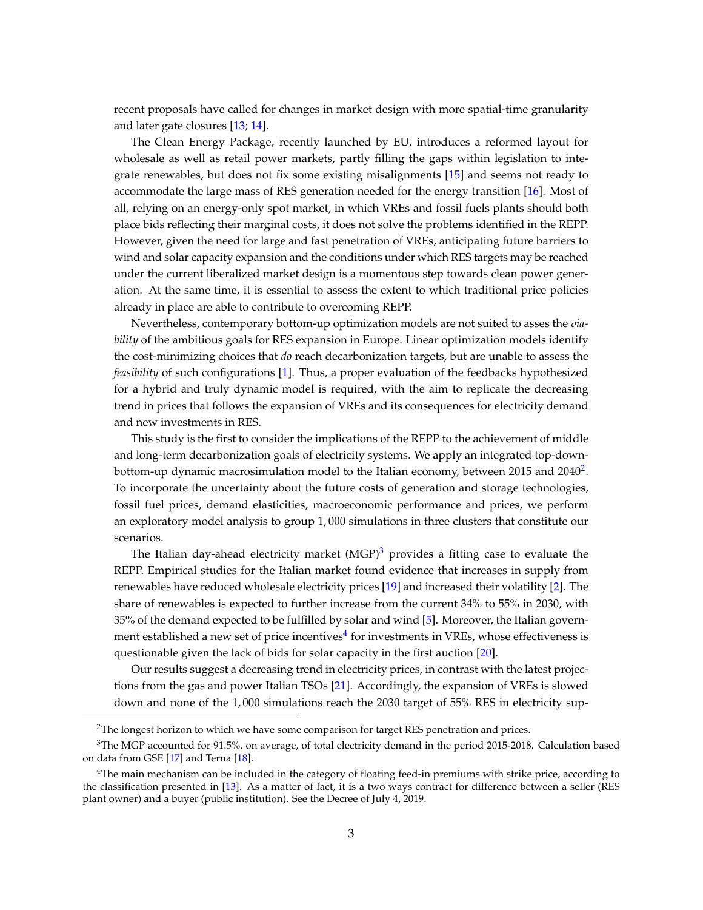recent proposals have called for changes in market design with more spatial-time granularity and later gate closures [13; 14].

The Clean Energy Package, recently launched by EU, introduces a reformed layout for wholesale as well as retail power markets, partly filling the gaps within legislation to integrate renewables, but does not fix some existing misalignments [15] and seems not ready to accommodate the large mass of RES generation needed for the energy transition [16]. Most of all, relying on an energy-only spot market, in which VREs and fossil fuels plants should both place bids reflecting their marginal costs, it does not solve the problems identified in the REPP. However, given the need for large and fast penetration of VREs, anticipating future barriers to wind and solar capacity expansion and the conditions under which RES targets may be reached under the current liberalized market design is a momentous step towards clean power generation. At the same time, it is essential to assess the extent to which traditional price policies already in place are able to contribute to overcoming REPP.

Nevertheless, contemporary bottom-up optimization models are not suited to asses the *viability* of the ambitious goals for RES expansion in Europe. Linear optimization models identify the cost-minimizing choices that *do* reach decarbonization targets, but are unable to assess the *feasibility* of such configurations [1]. Thus, a proper evaluation of the feedbacks hypothesized for a hybrid and truly dynamic model is required, with the aim to replicate the decreasing trend in prices that follows the expansion of VREs and its consequences for electricity demand and new investments in RES.

This study is the first to consider the implications of the REPP to the achievement of middle and long-term decarbonization goals of electricity systems. We apply an integrated top-down-bottom-up dynamic macrosimulation model to the Italian economy, between 2015 and 2040[2]. To incorporate the uncertainty about the future costs of generation and storage technologies, fossil fuel prices, demand elasticities, macroeconomic performance and prices, we perform an exploratory model analysis to group 1,000 simulations in three clusters that constitute our scenarios.

The Italian day-ahead electricity market (MGP)[3] provides a fitting case to evaluate the REPP. Empirical studies for the Italian market found evidence that increases in supply from renewables have reduced wholesale electricity prices [19] and increased their volatility [2]. The share of renewables is expected to further increase from the current 34% to 55% in 2030, with 35% of the demand expected to be fulfilled by solar and wind [5]. Moreover, the Italian government established a new set of price incentives[4] for investments in VREs, whose effectiveness is questionable given the lack of bids for solar capacity in the first auction [20].

Our results suggest a decreasing trend in electricity prices, in contrast with the latest projections from the gas and power Italian TSOs [21]. Accordingly, the expansion of VREs is slowed down and none of the 1,000 simulations reach the 2030 target of 55% RES in electricity sup-

[2] The longest horizon to which we have some comparison for target RES penetration and prices.

[3] The MGP accounted for 91.5%, on average, of total electricity demand in the period 2015-2018. Calculation based on data from GSE [17] and Terna [18].

[4] The main mechanism can be included in the category of floating feed-in premiums with strike price, according to the classification presented in [13]. As a matter of fact, it is a two ways contract for difference between a seller (RES plant owner) and a buyer (public institution). See the Decree of July 4, 2019.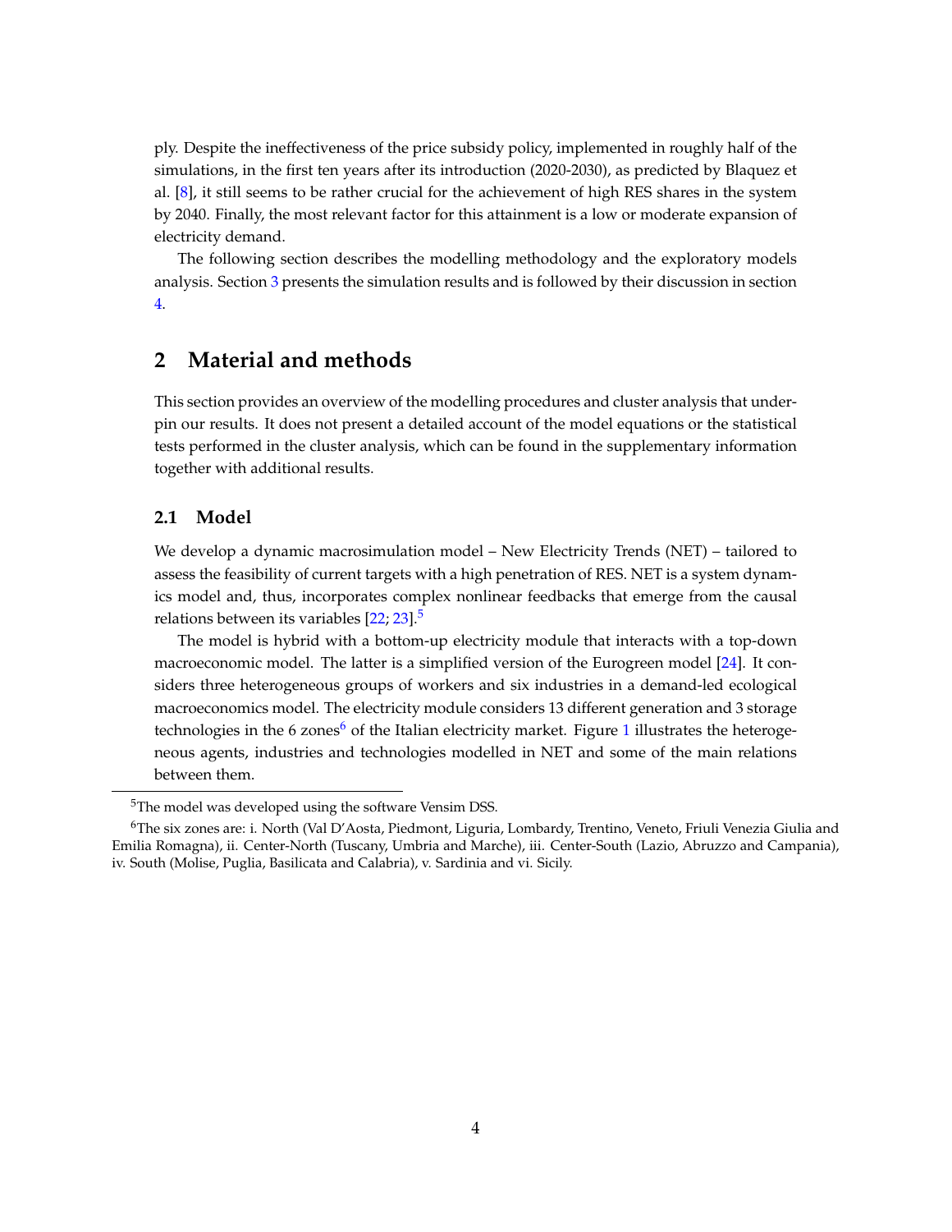ply. Despite the ineffectiveness of the price subsidy policy, implemented in roughly half of the simulations, in the first ten years after its introduction (2020-2030), as predicted by Blaquez et al. [8], it still seems to be rather crucial for the achievement of high RES shares in the system by 2040. Finally, the most relevant factor for this attainment is a low or moderate expansion of electricity demand.

The following section describes the modelling methodology and the exploratory models analysis. Section 3 presents the simulation results and is followed by their discussion in section 4.

## 2 Material and methods

This section provides an overview of the modelling procedures and cluster analysis that underpin our results. It does not present a detailed account of the model equations or the statistical tests performed in the cluster analysis, which can be found in the supplementary information together with additional results.

### 2.1 Model

We develop a dynamic macrosimulation model – New Electricity Trends (NET) – tailored to assess the feasibility of current targets with a high penetration of RES. NET is a system dynamics model and, thus, incorporates complex nonlinear feedbacks that emerge from the causal relations between its variables [22; 23].[5]

The model is hybrid with a bottom-up electricity module that interacts with a top-down macroeconomic model. The latter is a simplified version of the Eurogreen model [24]. It considers three heterogeneous groups of workers and six industries in a demand-led ecological macroeconomics model. The electricity module considers 13 different generation and 3 storage technologies in the 6 zones[6] of the Italian electricity market. Figure 1 illustrates the heterogeneous agents, industries and technologies modelled in NET and some of the main relations between them.

---

[5] The model was developed using the software Vensim DSS.

[6] The six zones are: i. North (Val D'Aosta, Piedmont, Liguria, Lombardy, Trentino, Veneto, Friuli Venezia Giulia and Emilia Romagna), ii. Center-North (Tuscany, Umbria and Marche), iii. Center-South (Lazio, Abruzzo and Campania), iv. South (Molise, Puglia, Basilicata and Calabria), v. Sardinia and vi. Sicily.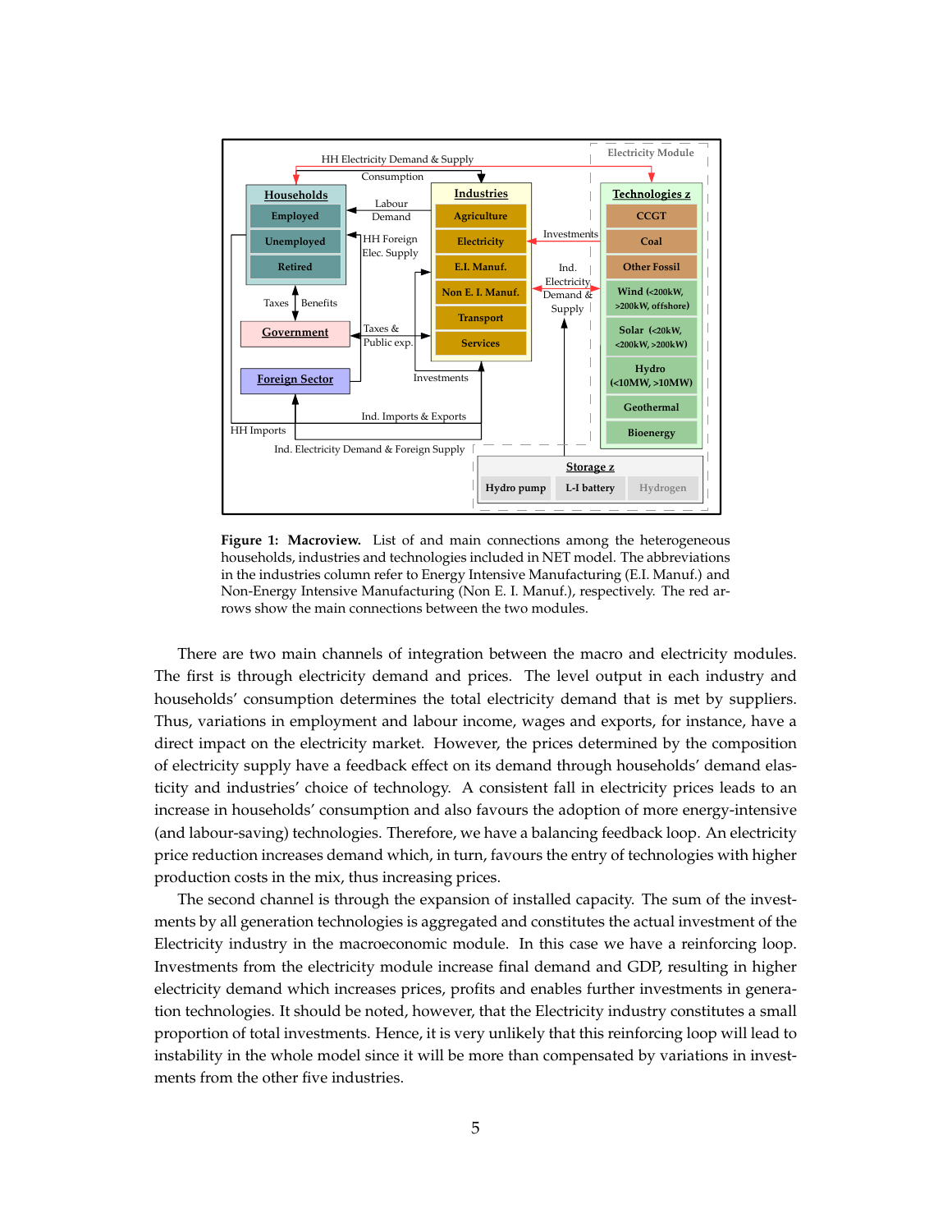**Figure 1: Macroview.** List of and main connections among the heterogeneous households, industries and technologies included in NET model. The abbreviations in the industries column refer to Energy Intensive Manufacturing (E.I. Manuf.) and Non-Energy Intensive Manufacturing (Non E. I. Manuf.), respectively. The red arrows show the main connections between the two modules.

There are two main channels of integration between the macro and electricity modules. The first is through electricity demand and prices. The level output in each industry and households' consumption determines the total electricity demand that is met by suppliers. Thus, variations in employment and labour income, wages and exports, for instance, have a direct impact on the electricity market. However, the prices determined by the composition of electricity supply have a feedback effect on its demand through households' demand elasticity and industries' choice of technology. A consistent fall in electricity prices leads to an increase in households' consumption and also favours the adoption of more energy-intensive (and labour-saving) technologies. Therefore, we have a balancing feedback loop. An electricity price reduction increases demand which, in turn, favours the entry of technologies with higher production costs in the mix, thus increasing prices.

The second channel is through the expansion of installed capacity. The sum of the investments by all generation technologies is aggregated and constitutes the actual investment of the Electricity industry in the macroeconomic module. In this case we have a reinforcing loop. Investments from the electricity module increase final demand and GDP, resulting in higher electricity demand which increases prices, profits and enables further investments in generation technologies. It should be noted, however, that the Electricity industry constitutes a small proportion of total investments. Hence, it is very unlikely that this reinforcing loop will lead to instability in the whole model since it will be more than compensated by variations in investments from the other five industries.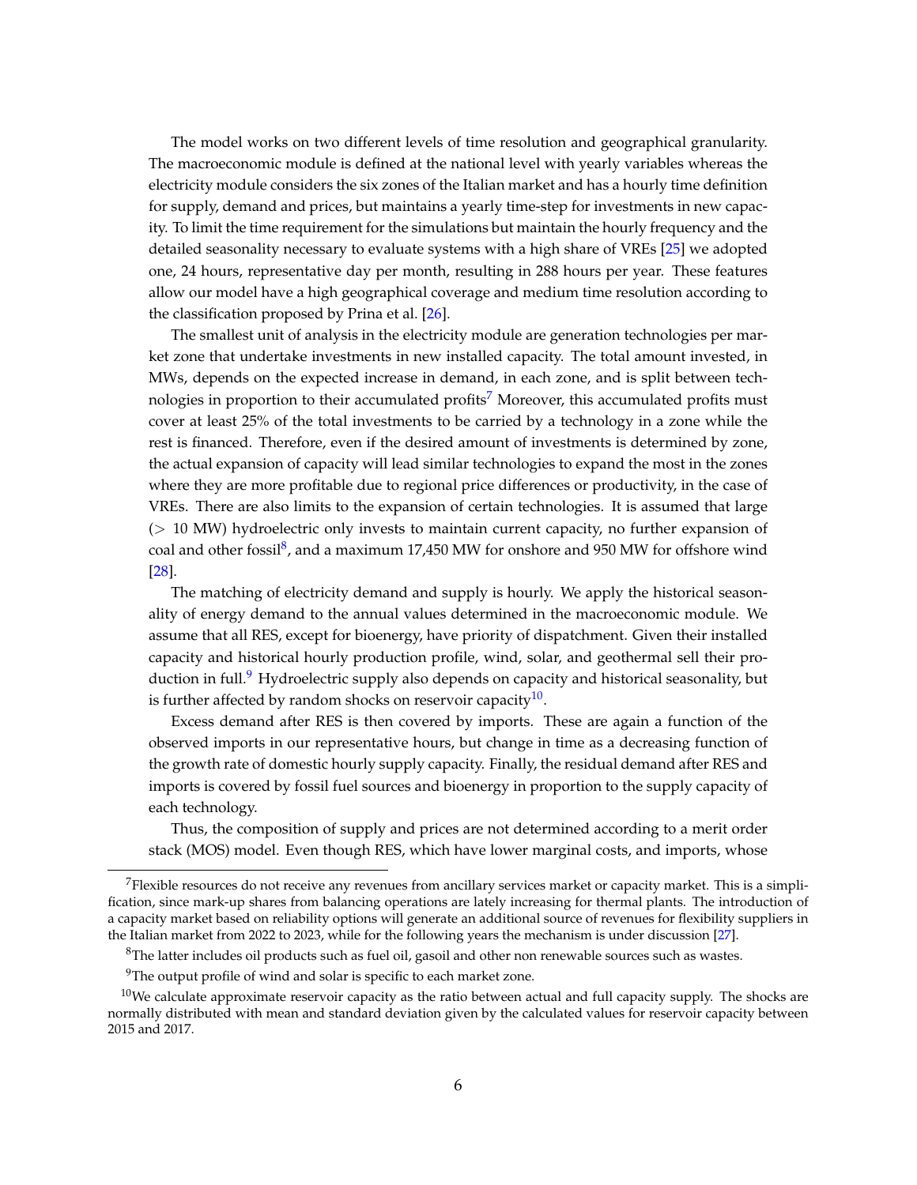The model works on two different levels of time resolution and geographical granularity. The macroeconomic module is defined at the national level with yearly variables whereas the electricity module considers the six zones of the Italian market and has a hourly time definition for supply, demand and prices, but maintains a yearly time-step for investments in new capacity. To limit the time requirement for the simulations but maintain the hourly frequency and the detailed seasonality necessary to evaluate systems with a high share of VREs [25] we adopted one, 24 hours, representative day per month, resulting in 288 hours per year. These features allow our model have a high geographical coverage and medium time resolution according to the classification proposed by Prina et al. [26].

The smallest unit of analysis in the electricity module are generation technologies per market zone that undertake investments in new installed capacity. The total amount invested, in MWs, depends on the expected increase in demand, in each zone, and is split between technologies in proportion to their accumulated profits[7] Moreover, this accumulated profits must cover at least 25% of the total investments to be carried by a technology in a zone while the rest is financed. Therefore, even if the desired amount of investments is determined by zone, the actual expansion of capacity will lead similar technologies to expand the most in the zones where they are more profitable due to regional price differences or productivity, in the case of VREs. There are also limits to the expansion of certain technologies. It is assumed that large ($> 10$ MW) hydroelectric only invests to maintain current capacity, no further expansion of coal and other fossil[8], and a maximum 17,450 MW for onshore and 950 MW for offshore wind [28].

The matching of electricity demand and supply is hourly. We apply the historical seasonality of energy demand to the annual values determined in the macroeconomic module. We assume that all RES, except for bioenergy, have priority of dispatchment. Given their installed capacity and historical hourly production profile, wind, solar, and geothermal sell their production in full.[9] Hydroelectric supply also depends on capacity and historical seasonality, but is further affected by random shocks on reservoir capacity[10].

Excess demand after RES is then covered by imports. These are again a function of the observed imports in our representative hours, but change in time as a decreasing function of the growth rate of domestic hourly supply capacity. Finally, the residual demand after RES and imports is covered by fossil fuel sources and bioenergy in proportion to the supply capacity of each technology.

Thus, the composition of supply and prices are not determined according to a merit order stack (MOS) model. Even though RES, which have lower marginal costs, and imports, whose

---

[7] Flexible resources do not receive any revenues from ancillary services market or capacity market. This is a simplification, since mark-up shares from balancing operations are lately increasing for thermal plants. The introduction of a capacity market based on reliability options will generate an additional source of revenues for flexibility suppliers in the Italian market from 2022 to 2023, while for the following years the mechanism is under discussion [27].

[8] The latter includes oil products such as fuel oil, gasoil and other non renewable sources such as wastes.

[9] The output profile of wind and solar is specific to each market zone.

[10] We calculate approximate reservoir capacity as the ratio between actual and full capacity supply. The shocks are normally distributed with mean and standard deviation given by the calculated values for reservoir capacity between 2015 and 2017.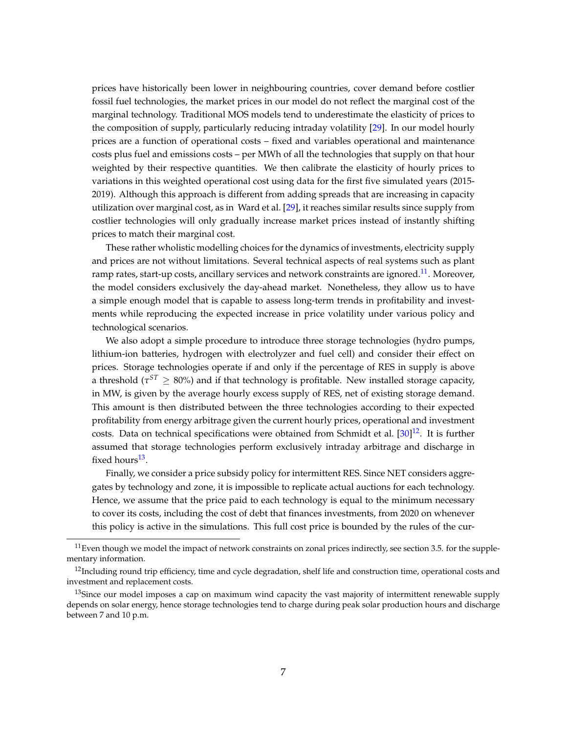prices have historically been lower in neighbouring countries, cover demand before costlier fossil fuel technologies, the market prices in our model do not reflect the marginal cost of the marginal technology. Traditional MOS models tend to underestimate the elasticity of prices to the composition of supply, particularly reducing intraday volatility [29]. In our model hourly prices are a function of operational costs – fixed and variables operational and maintenance costs plus fuel and emissions costs – per MWh of all the technologies that supply on that hour weighted by their respective quantities. We then calibrate the elasticity of hourly prices to variations in this weighted operational cost using data for the first five simulated years (2015-2019). Although this approach is different from adding spreads that are increasing in capacity utilization over marginal cost, as in Ward et al. [29], it reaches similar results since supply from costlier technologies will only gradually increase market prices instead of instantly shifting prices to match their marginal cost.

These rather wholistic modelling choices for the dynamics of investments, electricity supply and prices are not without limitations. Several technical aspects of real systems such as plant ramp rates, start-up costs, ancillary services and network constraints are ignored.[11]. Moreover, the model considers exclusively the day-ahead market. Nonetheless, they allow us to have a simple enough model that is capable to assess long-term trends in profitability and investments while reproducing the expected increase in price volatility under various policy and technological scenarios.

We also adopt a simple procedure to introduce three storage technologies (hydro pumps, lithium-ion batteries, hydrogen with electrolyzer and fuel cell) and consider their effect on prices. Storage technologies operate if and only if the percentage of RES in supply is above a threshold ($\tau^{ST} \geq 80\%$) and if that technology is profitable. New installed storage capacity, in MW, is given by the average hourly excess supply of RES, net of existing storage demand. This amount is then distributed between the three technologies according to their expected profitability from energy arbitrage given the current hourly prices, operational and investment costs. Data on technical specifications were obtained from Schmidt et al. [30][12]. It is further assumed that storage technologies perform exclusively intraday arbitrage and discharge in fixed hours[13].

Finally, we consider a price subsidy policy for intermittent RES. Since NET considers aggregates by technology and zone, it is impossible to replicate actual auctions for each technology. Hence, we assume that the price paid to each technology is equal to the minimum necessary to cover its costs, including the cost of debt that finances investments, from 2020 on whenever this policy is active in the simulations. This full cost price is bounded by the rules of the cur-

[11] Even though we model the impact of network constraints on zonal prices indirectly, see section 3.5. for the supplementary information.

[12] Including round trip efficiency, time and cycle degradation, shelf life and construction time, operational costs and investment and replacement costs.

[13] Since our model imposes a cap on maximum wind capacity the vast majority of intermittent renewable supply depends on solar energy, hence storage technologies tend to charge during peak solar production hours and discharge between 7 and 10 p.m.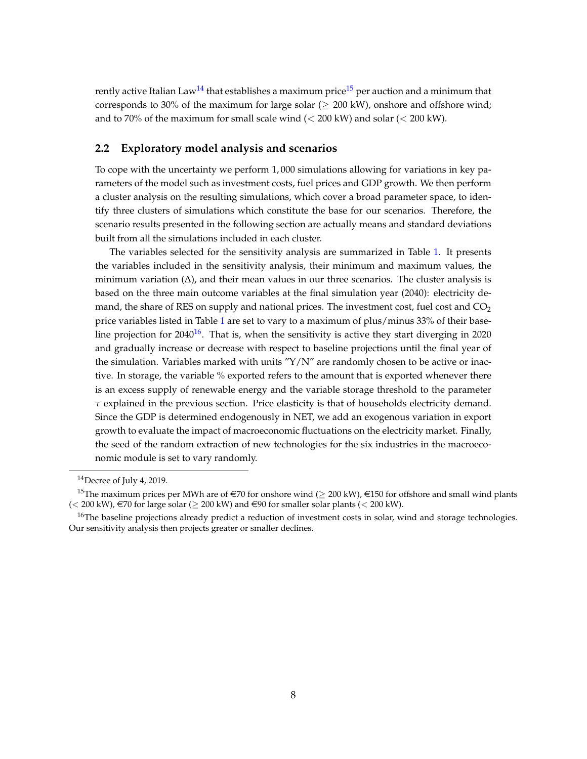rently active Italian Law[14] that establishes a maximum price[15] per auction and a minimum that corresponds to 30% of the maximum for large solar ($\geq$ 200 kW), onshore and offshore wind; and to 70% of the maximum for small scale wind ($<$ 200 kW) and solar ($<$ 200 kW).

## 2.2 Exploratory model analysis and scenarios

To cope with the uncertainty we perform 1,000 simulations allowing for variations in key parameters of the model such as investment costs, fuel prices and GDP growth. We then perform a cluster analysis on the resulting simulations, which cover a broad parameter space, to identify three clusters of simulations which constitute the base for our scenarios. Therefore, the scenario results presented in the following section are actually means and standard deviations built from all the simulations included in each cluster.

The variables selected for the sensitivity analysis are summarized in Table 1. It presents the variables included in the sensitivity analysis, their minimum and maximum values, the minimum variation ($\Delta$), and their mean values in our three scenarios. The cluster analysis is based on the three main outcome variables at the final simulation year (2040): electricity demand, the share of RES on supply and national prices. The investment cost, fuel cost and $CO_2$ price variables listed in Table 1 are set to vary to a maximum of plus/minus 33% of their baseline projection for 2040[16]. That is, when the sensitivity is active they start diverging in 2020 and gradually increase or decrease with respect to baseline projections until the final year of the simulation. Variables marked with units "Y/N" are randomly chosen to be active or inactive. In storage, the variable % exported refers to the amount that is exported whenever there is an excess supply of renewable energy and the variable storage threshold to the parameter $\tau$ explained in the previous section. Price elasticity is that of households electricity demand. Since the GDP is determined endogenously in NET, we add an exogenous variation in export growth to evaluate the impact of macroeconomic fluctuations on the electricity market. Finally, the seed of the random extraction of new technologies for the six industries in the macroeconomic module is set to vary randomly.

---

[14] Decree of July 4, 2019.

[15] The maximum prices per MWh are of €70 for onshore wind ($\geq$ 200 kW), €150 for offshore and small wind plants ($<$ 200 kW), €70 for large solar ($\geq$ 200 kW) and €90 for smaller solar plants ($<$ 200 kW).

[16] The baseline projections already predict a reduction of investment costs in solar, wind and storage technologies. Our sensitivity analysis then projects greater or smaller declines.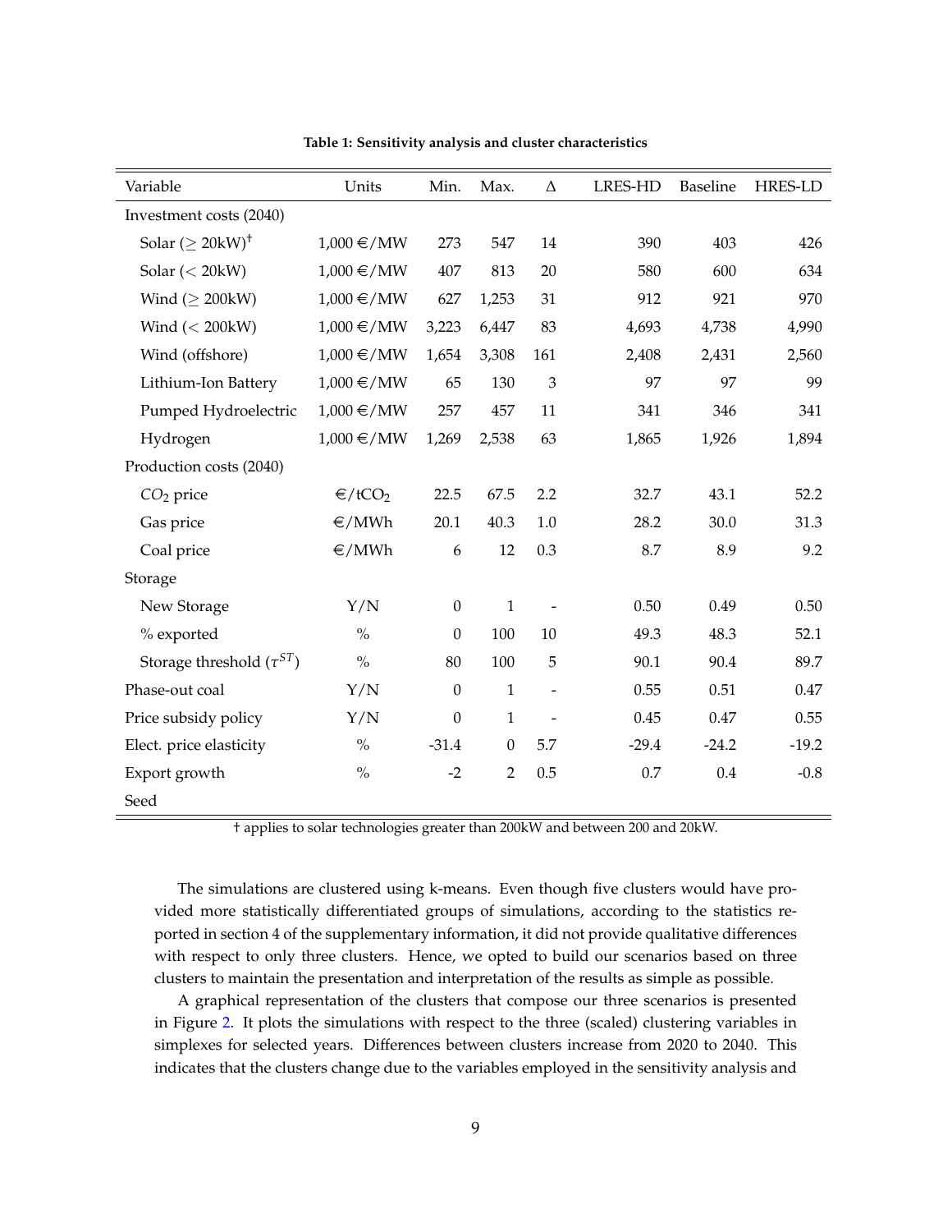**Table 1: Sensitivity analysis and cluster characteristics**

| Variable | Units | Min. | Max. | Δ | LRES-HD | Baseline | HRES-LD |
|---|---|---|---|---|---|---|---|
| Investment costs (2040) | | | | | | | |
| Solar (≥ 20kW)† | 1,000 €/MW | 273 | 547 | 14 | 390 | 403 | 426 |
| Solar (< 20kW) | 1,000 €/MW | 407 | 813 | 20 | 580 | 600 | 634 |
| Wind (≥ 200kW) | 1,000 €/MW | 627 | 1,253 | 31 | 912 | 921 | 970 |
| Wind (< 200kW) | 1,000 €/MW | 3,223 | 6,447 | 83 | 4,693 | 4,738 | 4,990 |
| Wind (offshore) | 1,000 €/MW | 1,654 | 3,308 | 161 | 2,408 | 2,431 | 2,560 |
| Lithium-Ion Battery | 1,000 €/MW | 65 | 130 | 3 | 97 | 97 | 99 |
| Pumped Hydroelectric | 1,000 €/MW | 257 | 457 | 11 | 341 | 346 | 341 |
| Hydrogen | 1,000 €/MW | 1,269 | 2,538 | 63 | 1,865 | 1,926 | 1,894 |
| Production costs (2040) | | | | | | | |
| $CO_2$ price | €/t$CO_2$ | 22.5 | 67.5 | 2.2 | 32.7 | 43.1 | 52.2 |
| Gas price | €/MWh | 20.1 | 40.3 | 1.0 | 28.2 | 30.0 | 31.3 |
| Coal price | €/MWh | 6 | 12 | 0.3 | 8.7 | 8.9 | 9.2 |
| Storage | | | | | | | |
| New Storage | Y/N | 0 | 1 | - | 0.50 | 0.49 | 0.50 |
| % exported | % | 0 | 100 | 10 | 49.3 | 48.3 | 52.1 |
| Storage threshold ($\tau^{ST}$) | % | 80 | 100 | 5 | 90.1 | 90.4 | 89.7 |
| Phase-out coal | Y/N | 0 | 1 | - | 0.55 | 0.51 | 0.47 |
| Price subsidy policy | Y/N | 0 | 1 | - | 0.45 | 0.47 | 0.55 |
| Elect. price elasticity | % | -31.4 | 0 | 5.7 | -29.4 | -24.2 | -19.2 |
| Export growth | % | -2 | 2 | 0.5 | 0.7 | 0.4 | -0.8 |
| Seed | | | | | | | |

† applies to solar technologies greater than 200kW and between 200 and 20kW.

The simulations are clustered using k-means. Even though five clusters would have provided more statistically differentiated groups of simulations, according to the statistics reported in section 4 of the supplementary information, it did not provide qualitative differences with respect to only three clusters. Hence, we opted to build our scenarios based on three clusters to maintain the presentation and interpretation of the results as simple as possible.

A graphical representation of the clusters that compose our three scenarios is presented in Figure 2. It plots the simulations with respect to the three (scaled) clustering variables in simplexes for selected years. Differences between clusters increase from 2020 to 2040. This indicates that the clusters change due to the variables employed in the sensitivity analysis and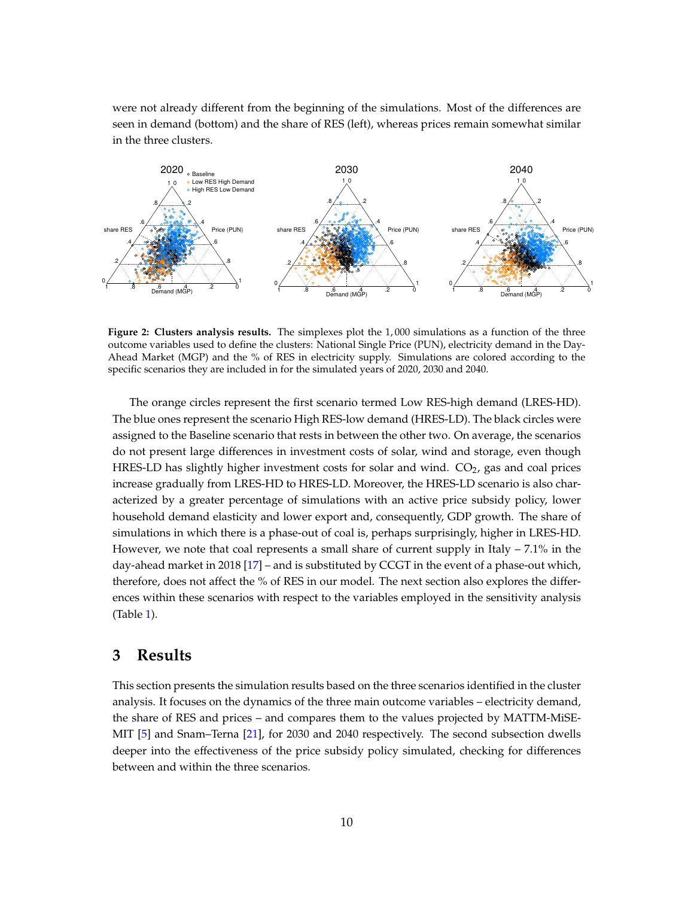were not already different from the beginning of the simulations. Most of the differences are seen in demand (bottom) and the share of RES (left), whereas prices remain somewhat similar in the three clusters.

**Figure 2: Clusters analysis results.** The simplexes plot the 1,000 simulations as a function of the three outcome variables used to define the clusters: National Single Price (PUN), electricity demand in the Day-Ahead Market (MGP) and the % of RES in electricity supply. Simulations are colored according to the specific scenarios they are included in for the simulated years of 2020, 2030 and 2040.

The orange circles represent the first scenario termed Low RES-high demand (LRES-HD). The blue ones represent the scenario High RES-low demand (HRES-LD). The black circles were assigned to the Baseline scenario that rests in between the other two. On average, the scenarios do not present large differences in investment costs of solar, wind and storage, even though HRES-LD has slightly higher investment costs for solar and wind. $CO_2$, gas and coal prices increase gradually from LRES-HD to HRES-LD. Moreover, the HRES-LD scenario is also characterized by a greater percentage of simulations with an active price subsidy policy, lower household demand elasticity and lower export and, consequently, GDP growth. The share of simulations in which there is a phase-out of coal is, perhaps surprisingly, higher in LRES-HD. However, we note that coal represents a small share of current supply in Italy – 7.1% in the day-ahead market in 2018 [17] – and is substituted by CCGT in the event of a phase-out which, therefore, does not affect the % of RES in our model. The next section also explores the differences within these scenarios with respect to the variables employed in the sensitivity analysis (Table 1).

# 3 Results

This section presents the simulation results based on the three scenarios identified in the cluster analysis. It focuses on the dynamics of the three main outcome variables – electricity demand, the share of RES and prices – and compares them to the values projected by MATTM-MiSE-MIT [5] and Snam–Terna [21], for 2030 and 2040 respectively. The second subsection dwells deeper into the effectiveness of the price subsidy policy simulated, checking for differences between and within the three scenarios.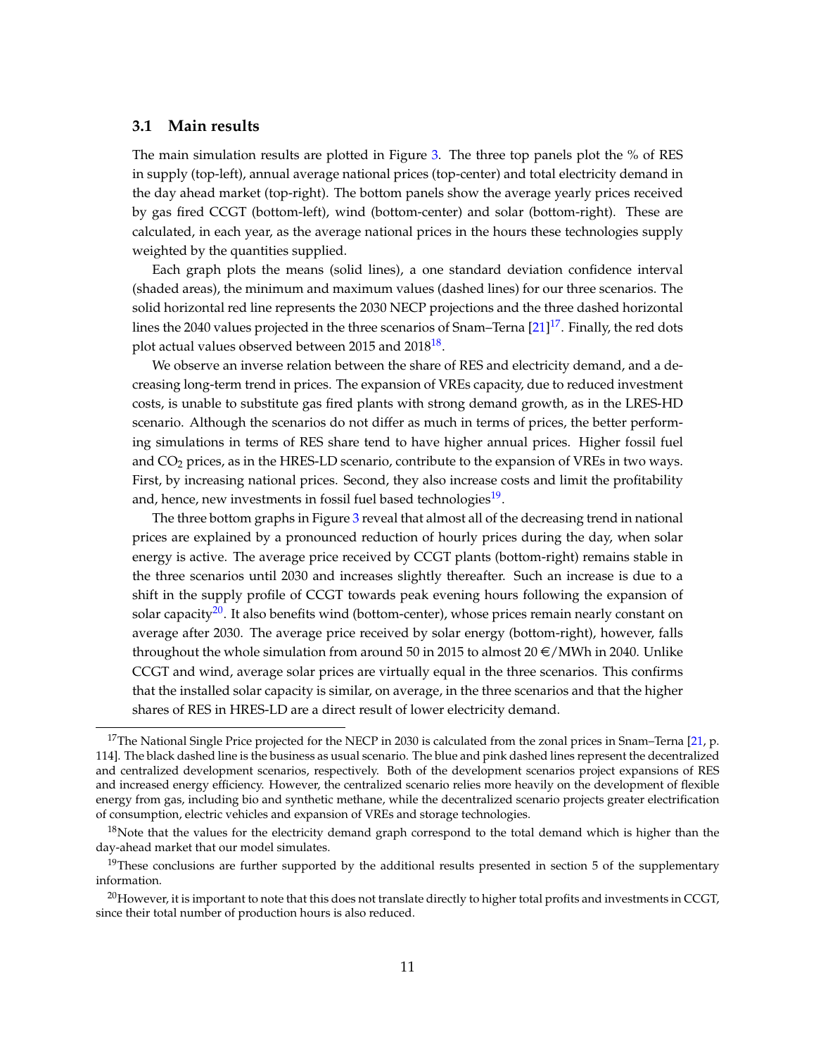### 3.1 Main results

The main simulation results are plotted in Figure 3. The three top panels plot the % of RES in supply (top-left), annual average national prices (top-center) and total electricity demand in the day ahead market (top-right). The bottom panels show the average yearly prices received by gas fired CCGT (bottom-left), wind (bottom-center) and solar (bottom-right). These are calculated, in each year, as the average national prices in the hours these technologies supply weighted by the quantities supplied.

Each graph plots the means (solid lines), a one standard deviation confidence interval (shaded areas), the minimum and maximum values (dashed lines) for our three scenarios. The solid horizontal red line represents the 2030 NECP projections and the three dashed horizontal lines the 2040 values projected in the three scenarios of Snam–Terna [21][17]. Finally, the red dots plot actual values observed between 2015 and 2018[18].

We observe an inverse relation between the share of RES and electricity demand, and a decreasing long-term trend in prices. The expansion of VREs capacity, due to reduced investment costs, is unable to substitute gas fired plants with strong demand growth, as in the LRES-HD scenario. Although the scenarios do not differ as much in terms of prices, the better performing simulations in terms of RES share tend to have higher annual prices. Higher fossil fuel and $CO_2$ prices, as in the HRES-LD scenario, contribute to the expansion of VREs in two ways. First, by increasing national prices. Second, they also increase costs and limit the profitability and, hence, new investments in fossil fuel based technologies[19].

The three bottom graphs in Figure 3 reveal that almost all of the decreasing trend in national prices are explained by a pronounced reduction of hourly prices during the day, when solar energy is active. The average price received by CCGT plants (bottom-right) remains stable in the three scenarios until 2030 and increases slightly thereafter. Such an increase is due to a shift in the supply profile of CCGT towards peak evening hours following the expansion of solar capacity[20]. It also benefits wind (bottom-center), whose prices remain nearly constant on average after 2030. The average price received by solar energy (bottom-right), however, falls throughout the whole simulation from around 50 in 2015 to almost 20 €/MWh in 2040. Unlike CCGT and wind, average solar prices are virtually equal in the three scenarios. This confirms that the installed solar capacity is similar, on average, in the three scenarios and that the higher shares of RES in HRES-LD are a direct result of lower electricity demand.

---

[17] The National Single Price projected for the NECP in 2030 is calculated from the zonal prices in Snam–Terna [21, p. 114]. The black dashed line is the business as usual scenario. The blue and pink dashed lines represent the decentralized and centralized development scenarios, respectively. Both of the development scenarios project expansions of RES and increased energy efficiency. However, the centralized scenario relies more heavily on the development of flexible energy from gas, including bio and synthetic methane, while the decentralized scenario projects greater electrification of consumption, electric vehicles and expansion of VREs and storage technologies.

[18] Note that the values for the electricity demand graph correspond to the total demand which is higher than the day-ahead market that our model simulates.

[19] These conclusions are further supported by the additional results presented in section 5 of the supplementary information.

[20] However, it is important to note that this does not translate directly to higher total profits and investments in CCGT, since their total number of production hours is also reduced.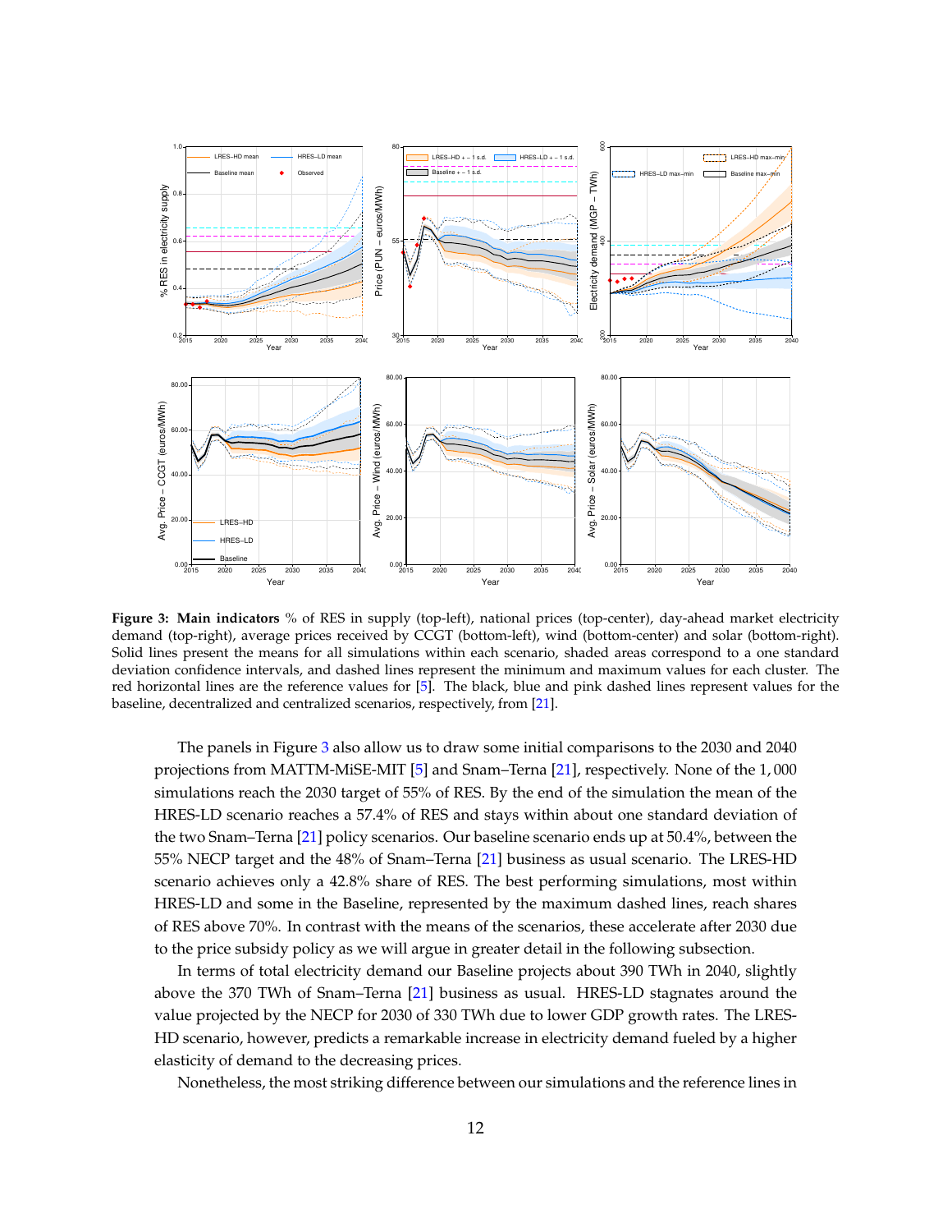**Figure 3: Main indicators** % of RES in supply (top-left), national prices (top-center), day-ahead market electricity demand (top-right), average prices received by CCGT (bottom-left), wind (bottom-center) and solar (bottom-right). Solid lines present the means for all simulations within each scenario, shaded areas correspond to a one standard deviation confidence intervals, and dashed lines represent the minimum and maximum values for each cluster. The red horizontal lines are the reference values for [5]. The black, blue and pink dashed lines represent values for the baseline, decentralized and centralized scenarios, respectively, from [21].

The panels in Figure 3 also allow us to draw some initial comparisons to the 2030 and 2040 projections from MATTM-MiSE-MIT [5] and Snam–Terna [21], respectively. None of the 1,000 simulations reach the 2030 target of 55% of RES. By the end of the simulation the mean of the HRES-LD scenario reaches a 57.4% of RES and stays within about one standard deviation of the two Snam–Terna [21] policy scenarios. Our baseline scenario ends up at 50.4%, between the 55% NECP target and the 48% of Snam–Terna [21] business as usual scenario. The LRES-HD scenario achieves only a 42.8% share of RES. The best performing simulations, most within HRES-LD and some in the Baseline, represented by the maximum dashed lines, reach shares of RES above 70%. In contrast with the means of the scenarios, these accelerate after 2030 due to the price subsidy policy as we will argue in greater detail in the following subsection.

In terms of total electricity demand our Baseline projects about 390 TWh in 2040, slightly above the 370 TWh of Snam–Terna [21] business as usual. HRES-LD stagnates around the value projected by the NECP for 2030 of 330 TWh due to lower GDP growth rates. The LRES-HD scenario, however, predicts a remarkable increase in electricity demand fueled by a higher elasticity of demand to the decreasing prices.

Nonetheless, the most striking difference between our simulations and the reference lines in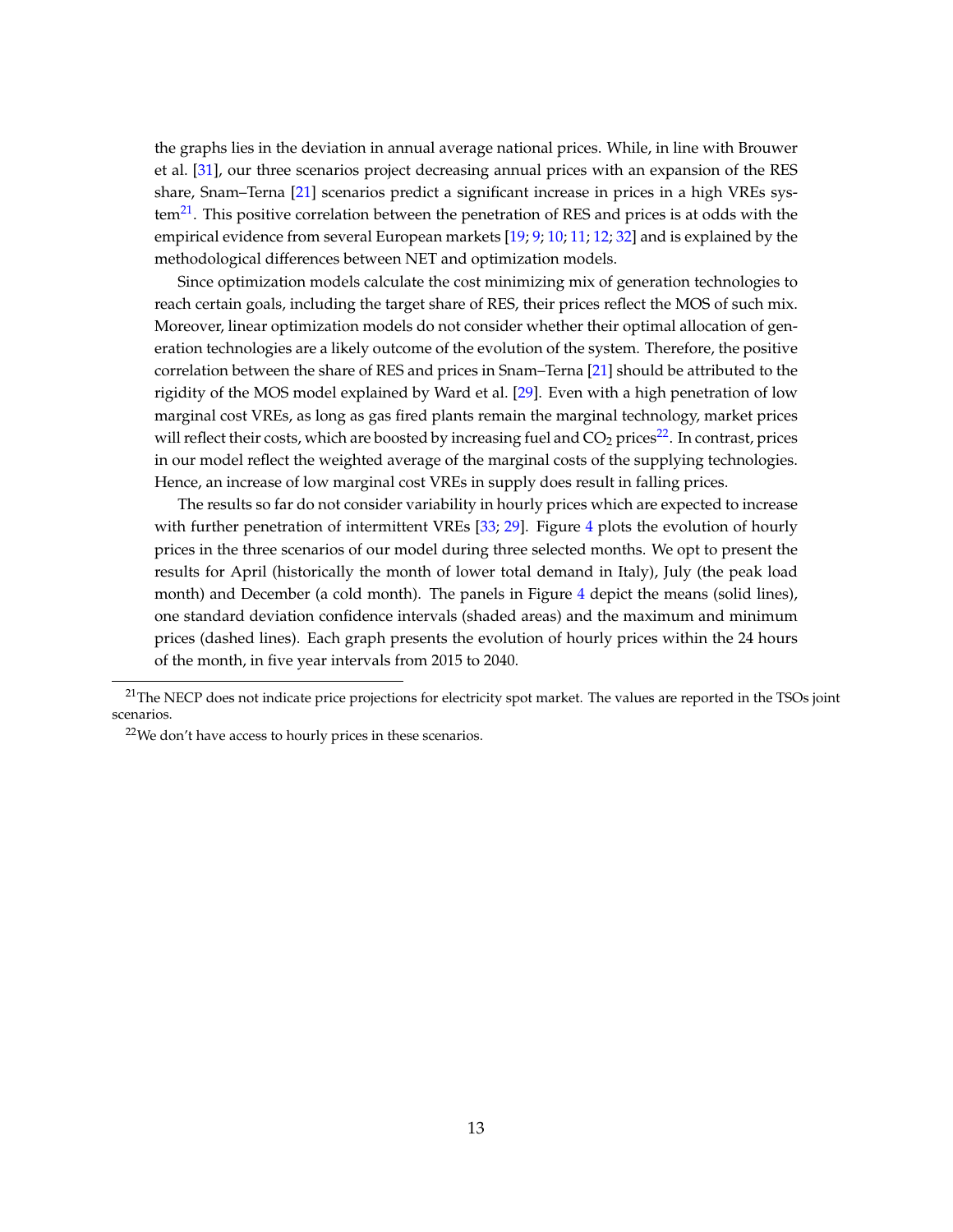the graphs lies in the deviation in annual average national prices. While, in line with Brouwer et al. [31], our three scenarios project decreasing annual prices with an expansion of the RES share, Snam–Terna [21] scenarios predict a significant increase in prices in a high VREs system[21]. This positive correlation between the penetration of RES and prices is at odds with the empirical evidence from several European markets [19; 9; 10; 11; 12; 32] and is explained by the methodological differences between NET and optimization models.

Since optimization models calculate the cost minimizing mix of generation technologies to reach certain goals, including the target share of RES, their prices reflect the MOS of such mix. Moreover, linear optimization models do not consider whether their optimal allocation of generation technologies are a likely outcome of the evolution of the system. Therefore, the positive correlation between the share of RES and prices in Snam–Terna [21] should be attributed to the rigidity of the MOS model explained by Ward et al. [29]. Even with a high penetration of low marginal cost VREs, as long as gas fired plants remain the marginal technology, market prices will reflect their costs, which are boosted by increasing fuel and $CO_2$ prices[22]. In contrast, prices in our model reflect the weighted average of the marginal costs of the supplying technologies. Hence, an increase of low marginal cost VREs in supply does result in falling prices.

The results so far do not consider variability in hourly prices which are expected to increase with further penetration of intermittent VREs [33; 29]. Figure 4 plots the evolution of hourly prices in the three scenarios of our model during three selected months. We opt to present the results for April (historically the month of lower total demand in Italy), July (the peak load month) and December (a cold month). The panels in Figure 4 depict the means (solid lines), one standard deviation confidence intervals (shaded areas) and the maximum and minimum prices (dashed lines). Each graph presents the evolution of hourly prices within the 24 hours of the month, in five year intervals from 2015 to 2040.

[21] The NECP does not indicate price projections for electricity spot market. The values are reported in the TSOs joint scenarios.

[22] We don't have access to hourly prices in these scenarios.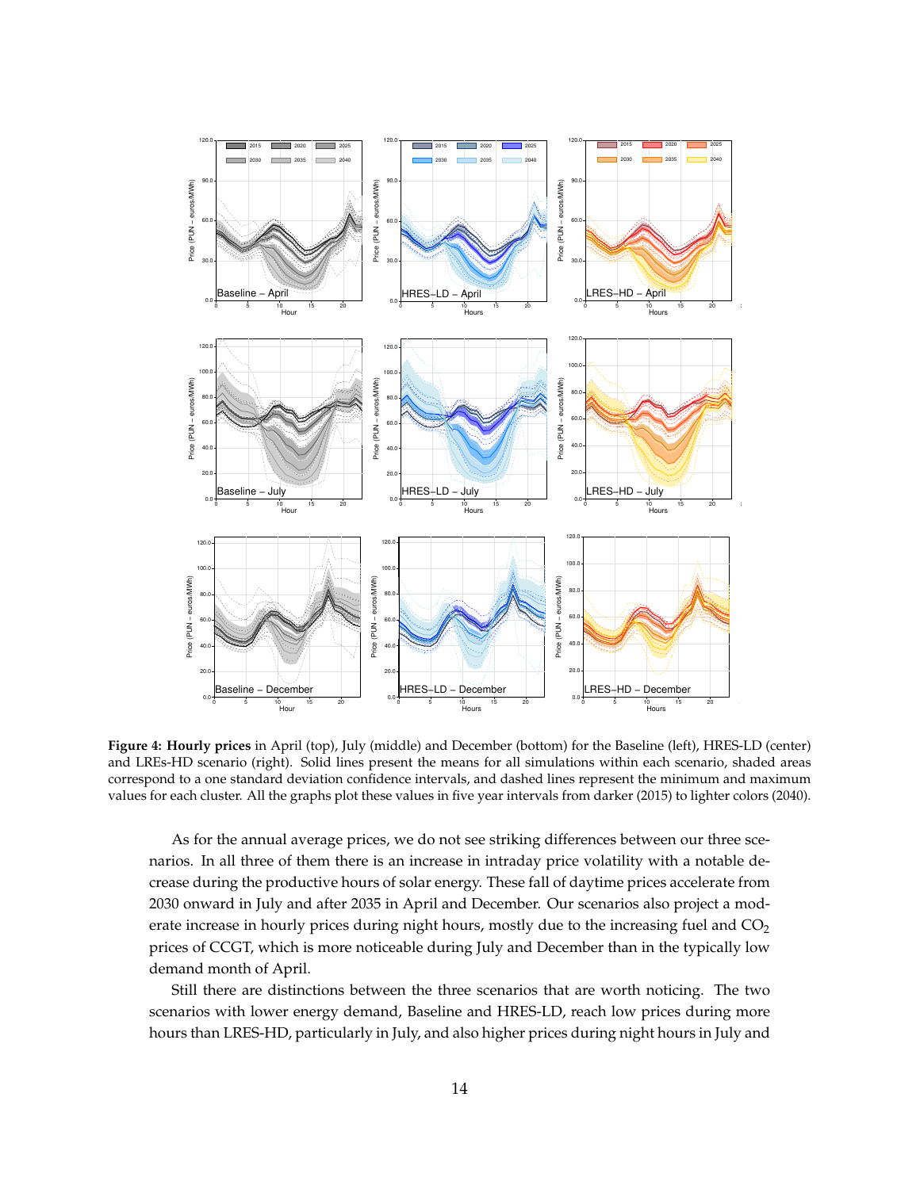**Figure 4: Hourly prices** in April (top), July (middle) and December (bottom) for the Baseline (left), HRES-LD (center) and LREs-HD scenario (right). Solid lines present the means for all simulations within each scenario, shaded areas correspond to a one standard deviation confidence intervals, and dashed lines represent the minimum and maximum values for each cluster. All the graphs plot these values in five year intervals from darker (2015) to lighter colors (2040).

As for the annual average prices, we do not see striking differences between our three scenarios. In all three of them there is an increase in intraday price volatility with a notable decrease during the productive hours of solar energy. These fall of daytime prices accelerate from 2030 onward in July and after 2035 in April and December. Our scenarios also project a moderate increase in hourly prices during night hours, mostly due to the increasing fuel and $CO_2$ prices of CCGT, which is more noticeable during July and December than in the typically low demand month of April.

Still there are distinctions between the three scenarios that are worth noticing. The two scenarios with lower energy demand, Baseline and HRES-LD, reach low prices during more hours than LRES-HD, particularly in July, and also higher prices during night hours in July and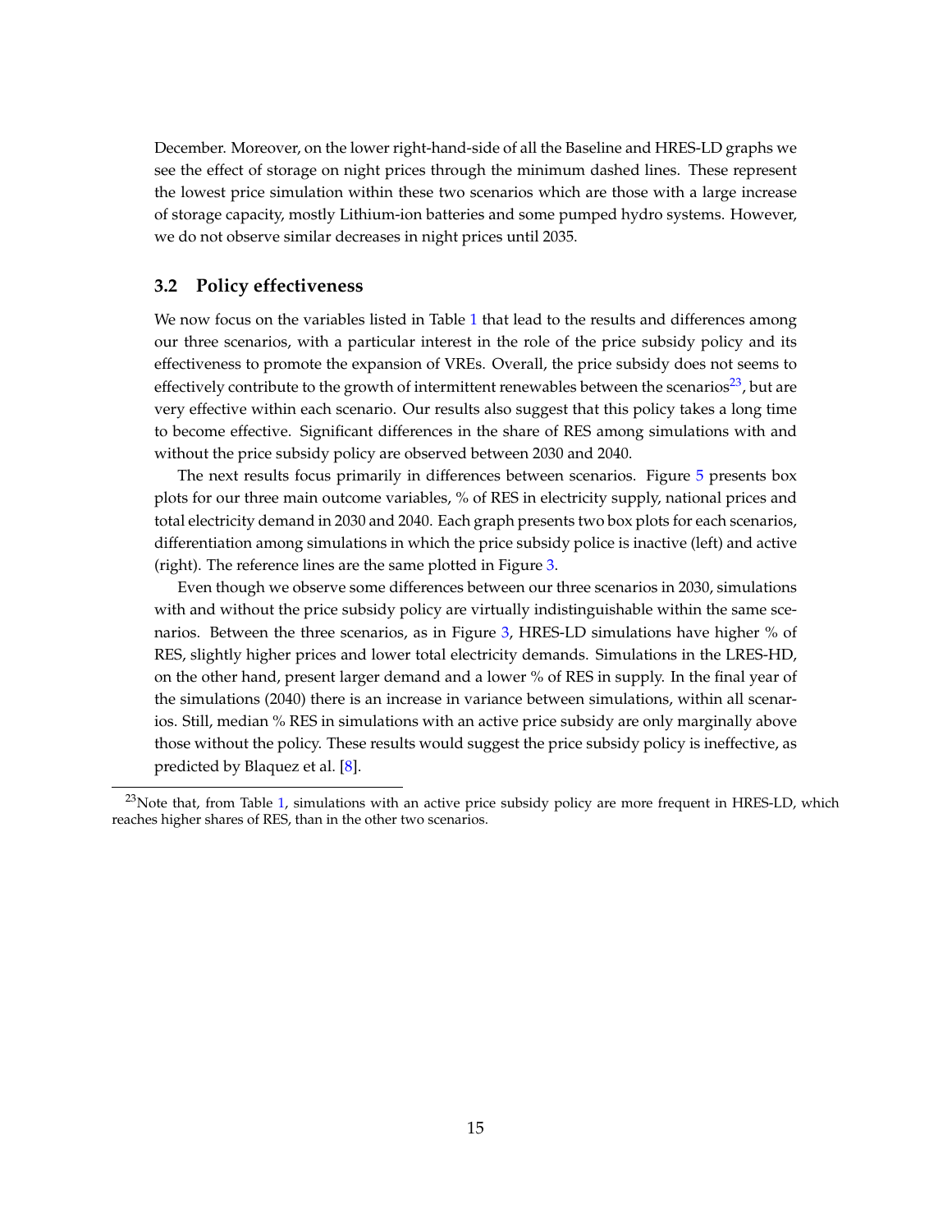December. Moreover, on the lower right-hand-side of all the Baseline and HRES-LD graphs we see the effect of storage on night prices through the minimum dashed lines. These represent the lowest price simulation within these two scenarios which are those with a large increase of storage capacity, mostly Lithium-ion batteries and some pumped hydro systems. However, we do not observe similar decreases in night prices until 2035.

### 3.2 Policy effectiveness

We now focus on the variables listed in Table 1 that lead to the results and differences among our three scenarios, with a particular interest in the role of the price subsidy policy and its effectiveness to promote the expansion of VREs. Overall, the price subsidy does not seems to effectively contribute to the growth of intermittent renewables between the scenarios[23], but are very effective within each scenario. Our results also suggest that this policy takes a long time to become effective. Significant differences in the share of RES among simulations with and without the price subsidy policy are observed between 2030 and 2040.

The next results focus primarily in differences between scenarios. Figure 5 presents box plots for our three main outcome variables, % of RES in electricity supply, national prices and total electricity demand in 2030 and 2040. Each graph presents two box plots for each scenarios, differentiation among simulations in which the price subsidy police is inactive (left) and active (right). The reference lines are the same plotted in Figure 3.

Even though we observe some differences between our three scenarios in 2030, simulations with and without the price subsidy policy are virtually indistinguishable within the same scenarios. Between the three scenarios, as in Figure 3, HRES-LD simulations have higher % of RES, slightly higher prices and lower total electricity demands. Simulations in the LRES-HD, on the other hand, present larger demand and a lower % of RES in supply. In the final year of the simulations (2040) there is an increase in variance between simulations, within all scenarios. Still, median % RES in simulations with an active price subsidy are only marginally above those without the policy. These results would suggest the price subsidy policy is ineffective, as predicted by Blaquez et al. [8].

[23] Note that, from Table 1, simulations with an active price subsidy policy are more frequent in HRES-LD, which reaches higher shares of RES, than in the other two scenarios.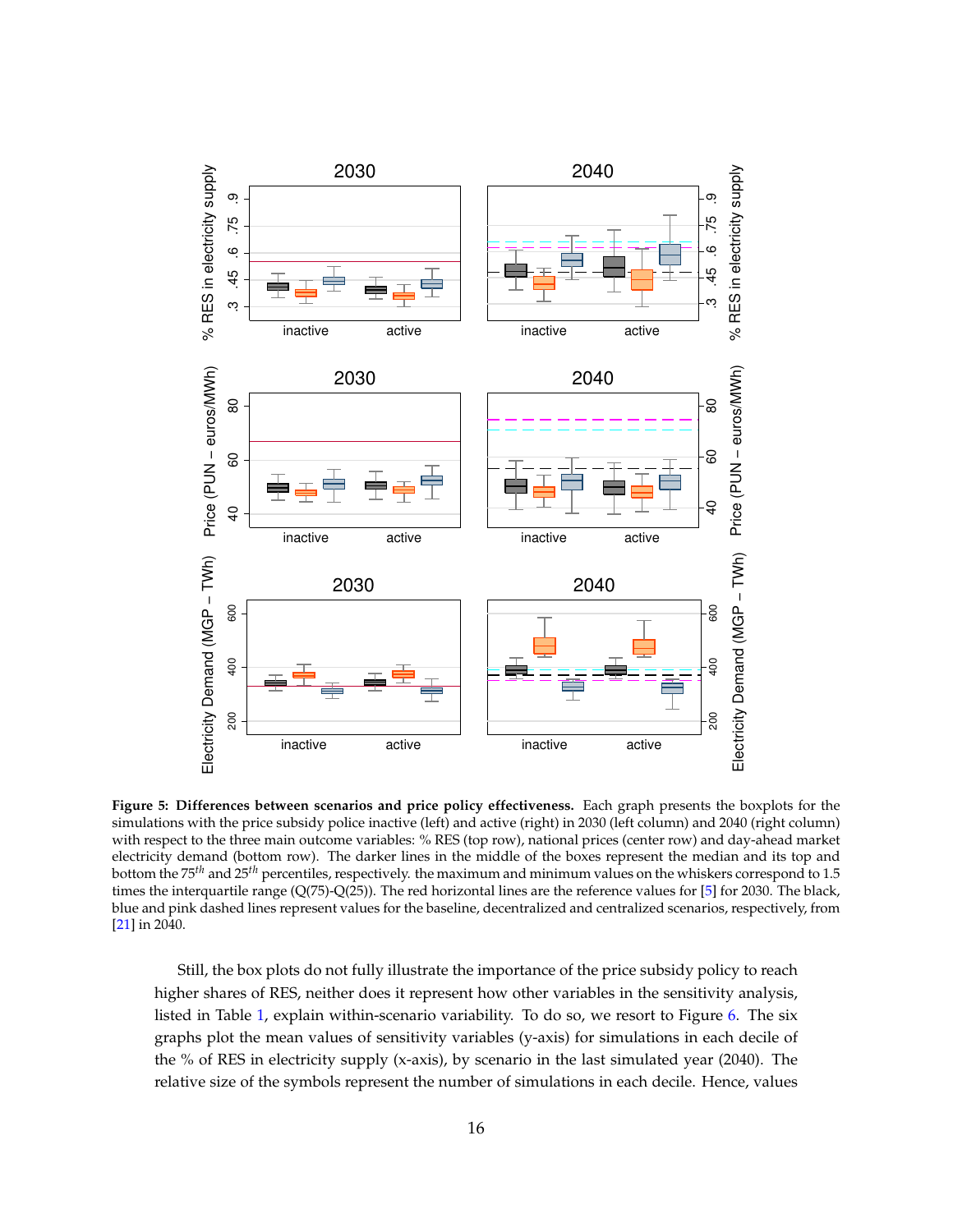**Figure 5: Differences between scenarios and price policy effectiveness.** Each graph presents the boxplots for the simulations with the price subsidy police inactive (left) and active (right) in 2030 (left column) and 2040 (right column) with respect to the three main outcome variables: % RES (top row), national prices (center row) and day-ahead market electricity demand (bottom row). The darker lines in the middle of the boxes represent the median and its top and bottom the $75^{th}$ and $25^{th}$ percentiles, respectively. the maximum and minimum values on the whiskers correspond to 1.5 times the interquartile range (Q(75)-Q(25)). The red horizontal lines are the reference values for [5] for 2030. The black, blue and pink dashed lines represent values for the baseline, decentralized and centralized scenarios, respectively, from [21] in 2040.

Still, the box plots do not fully illustrate the importance of the price subsidy policy to reach higher shares of RES, neither does it represent how other variables in the sensitivity analysis, listed in Table 1, explain within-scenario variability. To do so, we resort to Figure 6. The six graphs plot the mean values of sensitivity variables (y-axis) for simulations in each decile of the % of RES in electricity supply (x-axis), by scenario in the last simulated year (2040). The relative size of the symbols represent the number of simulations in each decile. Hence, values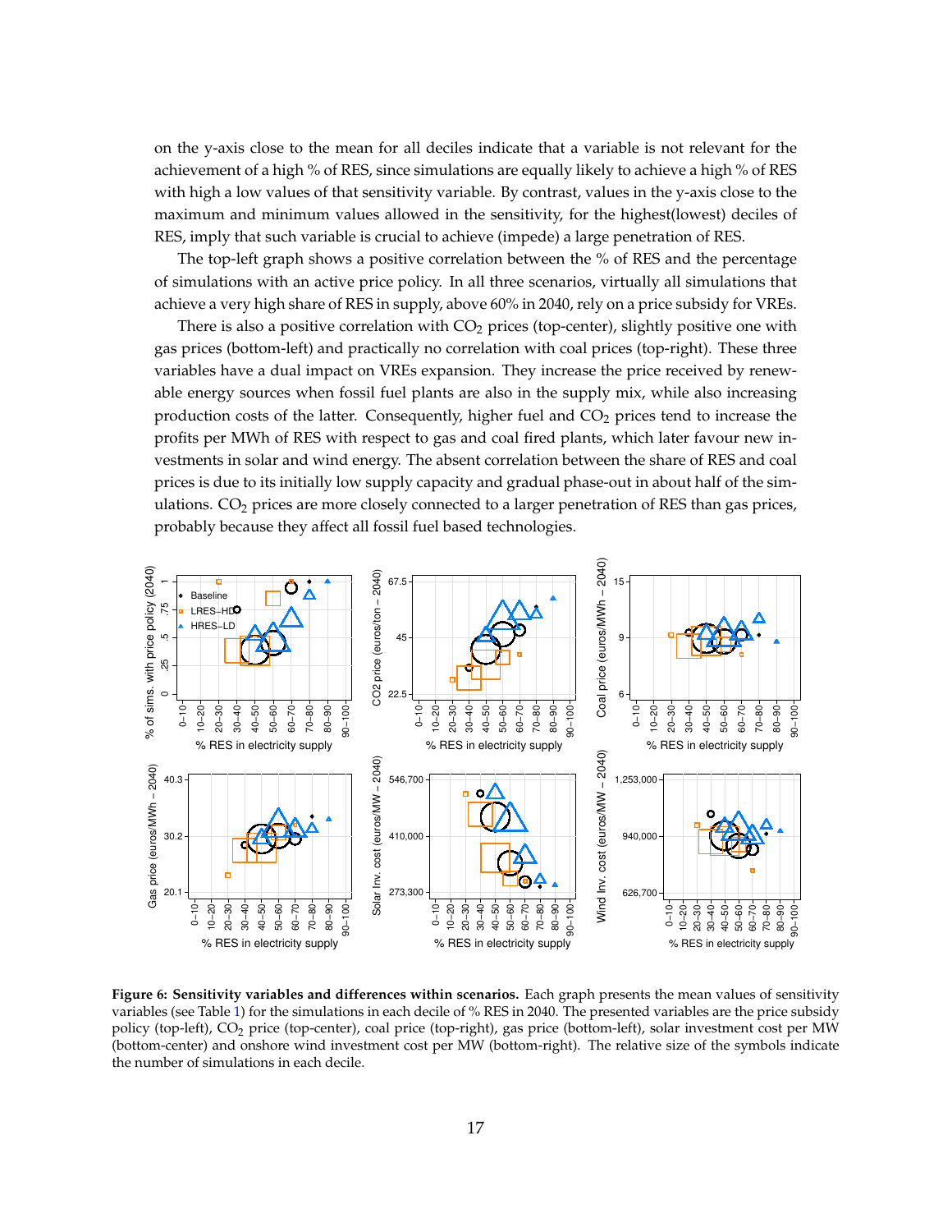on the y-axis close to the mean for all deciles indicate that a variable is not relevant for the achievement of a high % of RES, since simulations are equally likely to achieve a high % of RES with high a low values of that sensitivity variable. By contrast, values in the y-axis close to the maximum and minimum values allowed in the sensitivity, for the highest(lowest) deciles of RES, imply that such variable is crucial to achieve (impede) a large penetration of RES.

The top-left graph shows a positive correlation between the % of RES and the percentage of simulations with an active price policy. In all three scenarios, virtually all simulations that achieve a very high share of RES in supply, above 60% in 2040, rely on a price subsidy for VREs.

There is also a positive correlation with $CO_2$ prices (top-center), slightly positive one with gas prices (bottom-left) and practically no correlation with coal prices (top-right). These three variables have a dual impact on VREs expansion. They increase the price received by renewable energy sources when fossil fuel plants are also in the supply mix, while also increasing production costs of the latter. Consequently, higher fuel and $CO_2$ prices tend to increase the profits per MWh of RES with respect to gas and coal fired plants, which later favour new investments in solar and wind energy. The absent correlation between the share of RES and coal prices is due to its initially low supply capacity and gradual phase-out in about half of the simulations. $CO_2$ prices are more closely connected to a larger penetration of RES than gas prices, probably because they affect all fossil fuel based technologies.

**Figure 6: Sensitivity variables and differences within scenarios.** Each graph presents the mean values of sensitivity variables (see Table 1) for the simulations in each decile of % RES in 2040. The presented variables are the price subsidy policy (top-left), $CO_2$ price (top-center), coal price (top-right), gas price (bottom-left), solar investment cost per MW (bottom-center) and onshore wind investment cost per MW (bottom-right). The relative size of the symbols indicate the number of simulations in each decile.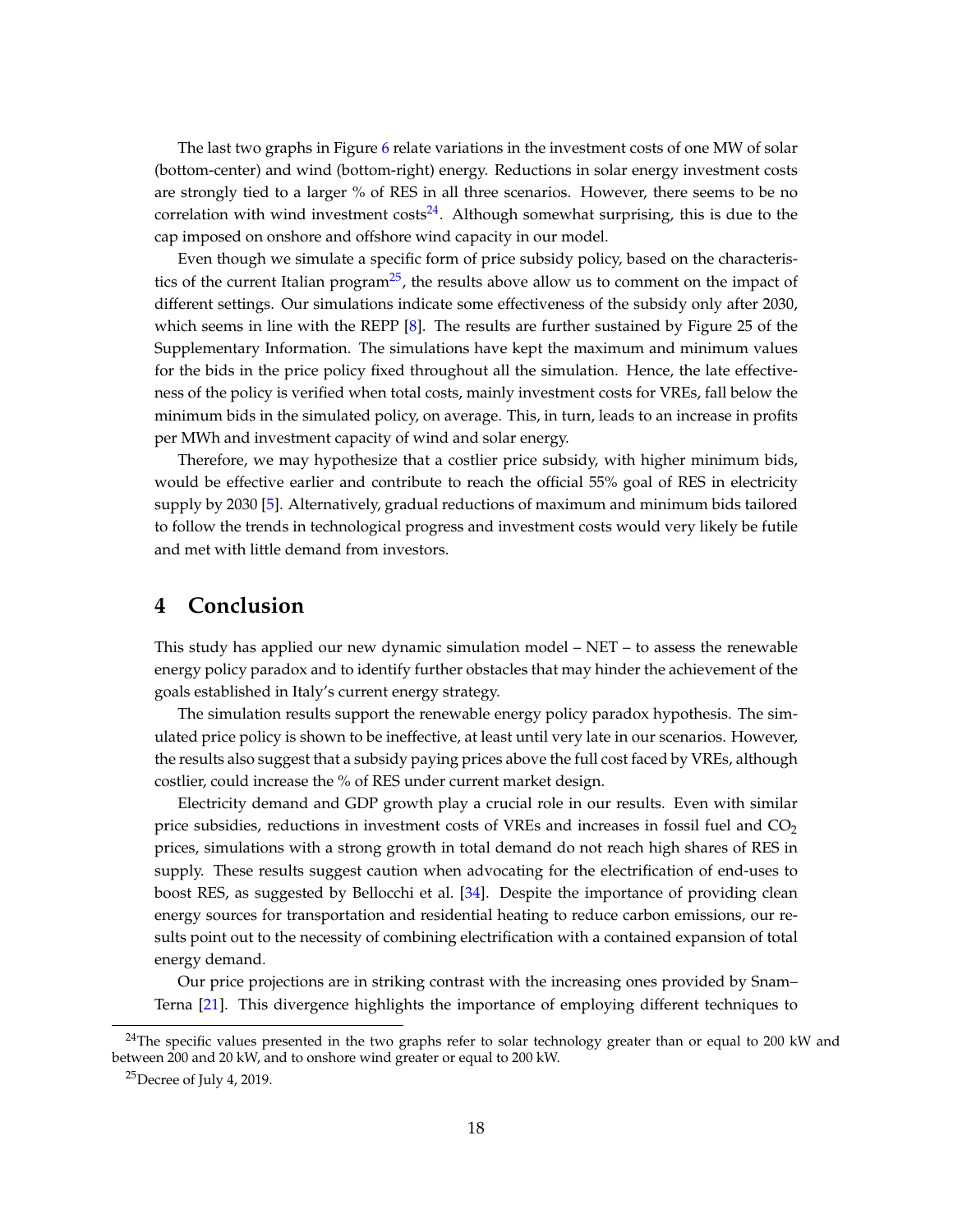The last two graphs in Figure 6 relate variations in the investment costs of one MW of solar (bottom-center) and wind (bottom-right) energy. Reductions in solar energy investment costs are strongly tied to a larger % of RES in all three scenarios. However, there seems to be no correlation with wind investment costs[24]. Although somewhat surprising, this is due to the cap imposed on onshore and offshore wind capacity in our model.

Even though we simulate a specific form of price subsidy policy, based on the characteristics of the current Italian program[25], the results above allow us to comment on the impact of different settings. Our simulations indicate some effectiveness of the subsidy only after 2030, which seems in line with the REPP [8]. The results are further sustained by Figure 25 of the Supplementary Information. The simulations have kept the maximum and minimum values for the bids in the price policy fixed throughout all the simulation. Hence, the late effectiveness of the policy is verified when total costs, mainly investment costs for VREs, fall below the minimum bids in the simulated policy, on average. This, in turn, leads to an increase in profits per MWh and investment capacity of wind and solar energy.

Therefore, we may hypothesize that a costlier price subsidy, with higher minimum bids, would be effective earlier and contribute to reach the official 55% goal of RES in electricity supply by 2030 [5]. Alternatively, gradual reductions of maximum and minimum bids tailored to follow the trends in technological progress and investment costs would very likely be futile and met with little demand from investors.

# 4 Conclusion

This study has applied our new dynamic simulation model – NET – to assess the renewable energy policy paradox and to identify further obstacles that may hinder the achievement of the goals established in Italy's current energy strategy.

The simulation results support the renewable energy policy paradox hypothesis. The simulated price policy is shown to be ineffective, at least until very late in our scenarios. However, the results also suggest that a subsidy paying prices above the full cost faced by VREs, although costlier, could increase the % of RES under current market design.

Electricity demand and GDP growth play a crucial role in our results. Even with similar price subsidies, reductions in investment costs of VREs and increases in fossil fuel and $CO_2$ prices, simulations with a strong growth in total demand do not reach high shares of RES in supply. These results suggest caution when advocating for the electrification of end-uses to boost RES, as suggested by Bellocchi et al. [34]. Despite the importance of providing clean energy sources for transportation and residential heating to reduce carbon emissions, our results point out to the necessity of combining electrification with a contained expansion of total energy demand.

Our price projections are in striking contrast with the increasing ones provided by Snam–Terna [21]. This divergence highlights the importance of employing different techniques to

[24]The specific values presented in the two graphs refer to solar technology greater than or equal to 200 kW and between 200 and 20 kW, and to onshore wind greater or equal to 200 kW.

[25]Decree of July 4, 2019.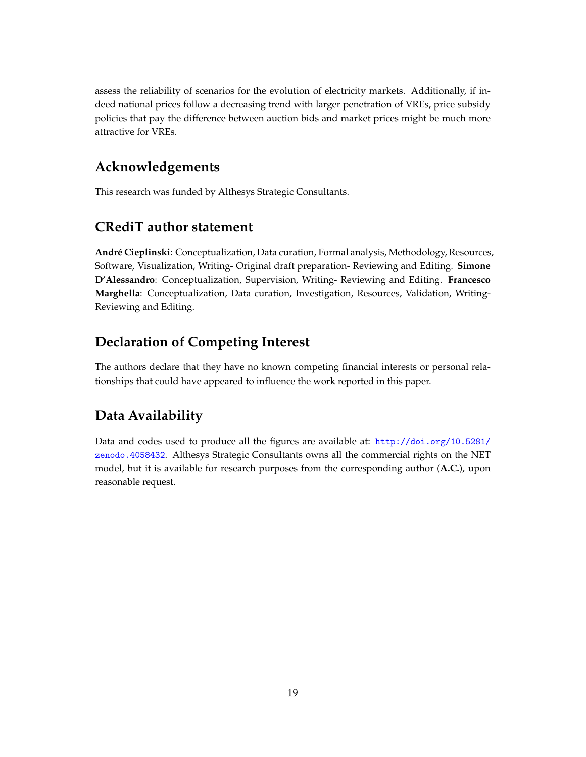assess the reliability of scenarios for the evolution of electricity markets. Additionally, if indeed national prices follow a decreasing trend with larger penetration of VREs, price subsidy policies that pay the difference between auction bids and market prices might be much more attractive for VREs.

## Acknowledgements

This research was funded by Althesys Strategic Consultants.

## CRediT author statement

**André Cieplinski**: Conceptualization, Data curation, Formal analysis, Methodology, Resources, Software, Visualization, Writing- Original draft preparation- Reviewing and Editing. **Simone D'Alessandro**: Conceptualization, Supervision, Writing- Reviewing and Editing. **Francesco Marghella**: Conceptualization, Data curation, Investigation, Resources, Validation, Writing- Reviewing and Editing.

## Declaration of Competing Interest

The authors declare that they have no known competing financial interests or personal relationships that could have appeared to influence the work reported in this paper.

## Data Availability

Data and codes used to produce all the figures are available at: http://doi.org/10.5281/zenodo.4058432. Althesys Strategic Consultants owns all the commercial rights on the NET model, but it is available for research purposes from the corresponding author (**A.C.**), upon reasonable request.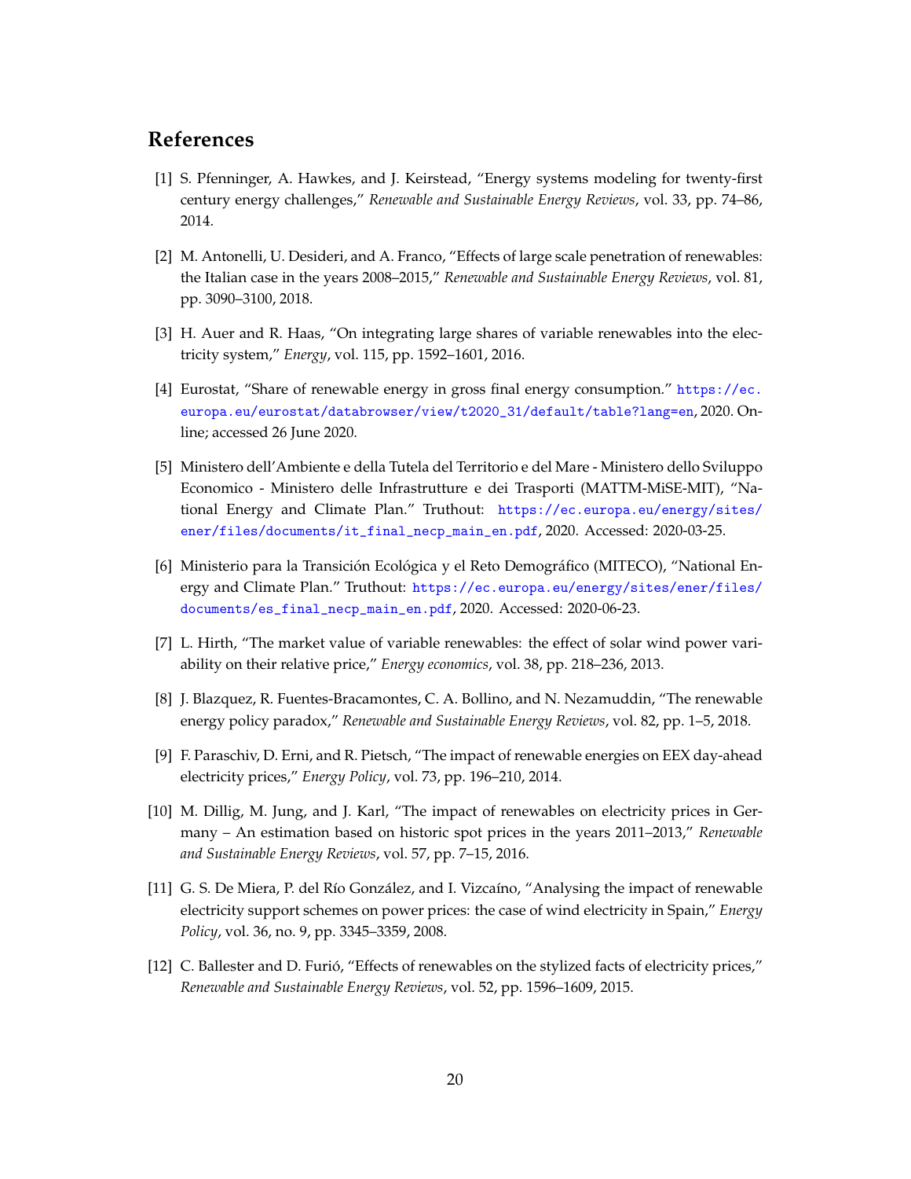## References

[1] S. Pfenninger, A. Hawkes, and J. Keirstead, "Energy systems modeling for twenty-first century energy challenges," *Renewable and Sustainable Energy Reviews*, vol. 33, pp. 74–86, 2014.

[2] M. Antonelli, U. Desideri, and A. Franco, "Effects of large scale penetration of renewables: the Italian case in the years 2008–2015," *Renewable and Sustainable Energy Reviews*, vol. 81, pp. 3090–3100, 2018.

[3] H. Auer and R. Haas, "On integrating large shares of variable renewables into the electricity system," *Energy*, vol. 115, pp. 1592–1601, 2016.

[4] Eurostat, "Share of renewable energy in gross final energy consumption." https://ec.europa.eu/eurostat/databrowser/view/t2020_31/default/table?lang=en, 2020. Online; accessed 26 June 2020.

[5] Ministero dell'Ambiente e della Tutela del Territorio e del Mare - Ministero dello Sviluppo Economico - Ministero delle Infrastrutture e dei Trasporti (MATTM-MiSE-MIT), "National Energy and Climate Plan." Truthout: https://ec.europa.eu/energy/sites/ener/files/documents/it_final_necp_main_en.pdf, 2020. Accessed: 2020-03-25.

[6] Ministerio para la Transición Ecológica y el Reto Demográfico (MITECO), "National Energy and Climate Plan." Truthout: https://ec.europa.eu/energy/sites/ener/files/documents/es_final_necp_main_en.pdf, 2020. Accessed: 2020-06-23.

[7] L. Hirth, "The market value of variable renewables: the effect of solar wind power variability on their relative price," *Energy economics*, vol. 38, pp. 218–236, 2013.

[8] J. Blazquez, R. Fuentes-Bracamontes, C. A. Bollino, and N. Nezamuddin, "The renewable energy policy paradox," *Renewable and Sustainable Energy Reviews*, vol. 82, pp. 1–5, 2018.

[9] F. Paraschiv, D. Erni, and R. Pietsch, "The impact of renewable energies on EEX day-ahead electricity prices," *Energy Policy*, vol. 73, pp. 196–210, 2014.

[10] M. Dillig, M. Jung, and J. Karl, "The impact of renewables on electricity prices in Germany – An estimation based on historic spot prices in the years 2011–2013," *Renewable and Sustainable Energy Reviews*, vol. 57, pp. 7–15, 2016.

[11] G. S. De Miera, P. del Río González, and I. Vizcaíno, "Analysing the impact of renewable electricity support schemes on power prices: the case of wind electricity in Spain," *Energy Policy*, vol. 36, no. 9, pp. 3345–3359, 2008.

[12] C. Ballester and D. Furió, "Effects of renewables on the stylized facts of electricity prices," *Renewable and Sustainable Energy Reviews*, vol. 52, pp. 1596–1609, 2015.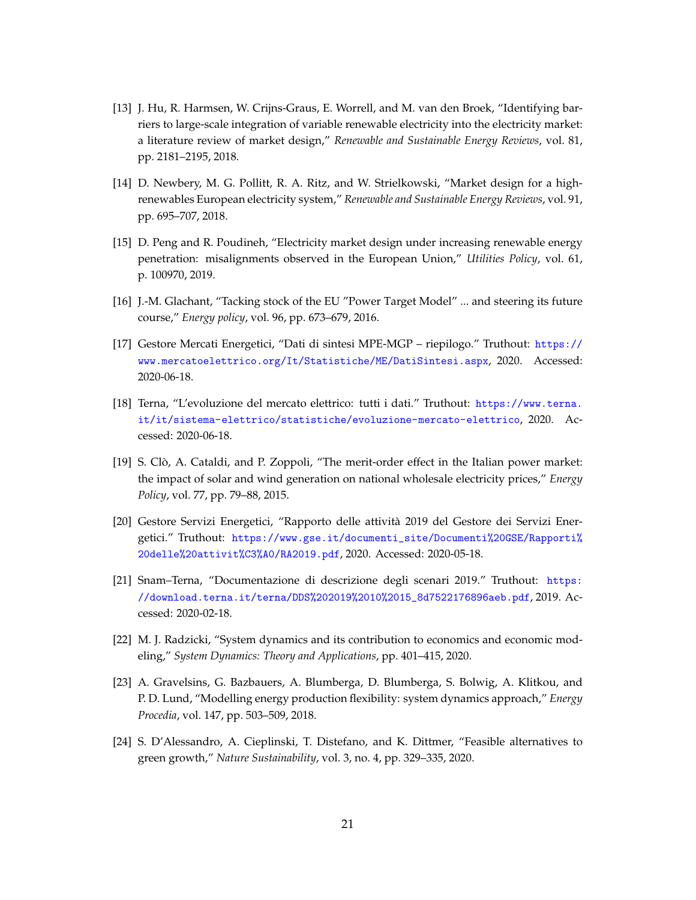[13] J. Hu, R. Harmsen, W. Crijns-Graus, E. Worrell, and M. van den Broek, "Identifying barriers to large-scale integration of variable renewable electricity into the electricity market: a literature review of market design," *Renewable and Sustainable Energy Reviews*, vol. 81, pp. 2181–2195, 2018.

[14] D. Newbery, M. G. Pollitt, R. A. Ritz, and W. Strielkowski, "Market design for a high-renewables European electricity system," *Renewable and Sustainable Energy Reviews*, vol. 91, pp. 695–707, 2018.

[15] D. Peng and R. Poudineh, "Electricity market design under increasing renewable energy penetration: misalignments observed in the European Union," *Utilities Policy*, vol. 61, p. 100970, 2019.

[16] J.-M. Glachant, "Tacking stock of the EU "Power Target Model" ... and steering its future course," *Energy policy*, vol. 96, pp. 673–679, 2016.

[17] Gestore Mercati Energetici, "Dati di sintesi MPE-MGP – riepilogo." Truthout: https://www.mercatoelettrico.org/It/Statistiche/ME/DatiSintesi.aspx, 2020. Accessed: 2020-06-18.

[18] Terna, "L'evoluzione del mercato elettrico: tutti i dati." Truthout: https://www.terna.it/it/sistema-elettrico/statistiche/evoluzione-mercato-elettrico, 2020. Accessed: 2020-06-18.

[19] S. Clò, A. Cataldi, and P. Zoppoli, "The merit-order effect in the Italian power market: the impact of solar and wind generation on national wholesale electricity prices," *Energy Policy*, vol. 77, pp. 79–88, 2015.

[20] Gestore Servizi Energetici, "Rapporto delle attività 2019 del Gestore dei Servizi Energetici." Truthout: https://www.gse.it/documenti_site/Documenti%20GSE/Rapporti%20delle%20attivit%C3%A0/RA2019.pdf, 2020. Accessed: 2020-05-18.

[21] Snam–Terna, "Documentazione di descrizione degli scenari 2019." Truthout: https://download.terna.it/terna/DDS%202019%2010%2015_8d7522176896aeb.pdf, 2019. Accessed: 2020-02-18.

[22] M. J. Radzicki, "System dynamics and its contribution to economics and economic modeling," *System Dynamics: Theory and Applications*, pp. 401–415, 2020.

[23] A. Gravelsins, G. Bazbauers, A. Blumberga, D. Blumberga, S. Bolwig, A. Klitkou, and P. D. Lund, "Modelling energy production flexibility: system dynamics approach," *Energy Procedia*, vol. 147, pp. 503–509, 2018.

[24] S. D'Alessandro, A. Cieplinski, T. Distefano, and K. Dittmer, "Feasible alternatives to green growth," *Nature Sustainability*, vol. 3, no. 4, pp. 329–335, 2020.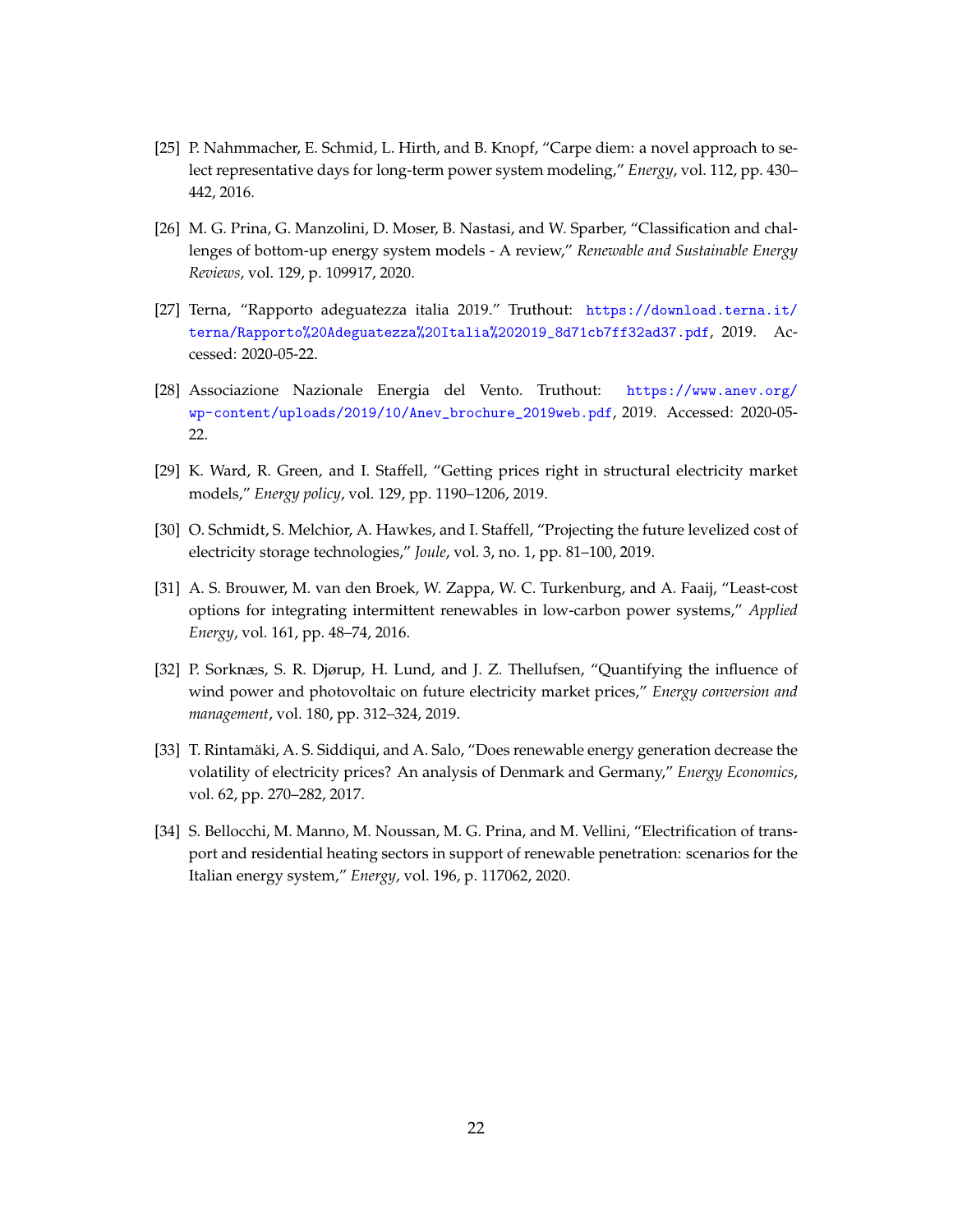[25] P. Nahmmacher, E. Schmid, L. Hirth, and B. Knopf, "Carpe diem: a novel approach to select representative days for long-term power system modeling," *Energy*, vol. 112, pp. 430–442, 2016.

[26] M. G. Prina, G. Manzolini, D. Moser, B. Nastasi, and W. Sparber, "Classification and challenges of bottom-up energy system models - A review," *Renewable and Sustainable Energy Reviews*, vol. 129, p. 109917, 2020.

[27] Terna, "Rapporto adeguatezza italia 2019." Truthout: https://download.terna.it/terna/Rapporto%20Adeguatezza%20Italia%202019_8d71cb7ff32ad37.pdf, 2019. Accessed: 2020-05-22.

[28] Associazione Nazionale Energia del Vento. Truthout: https://www.anev.org/wp-content/uploads/2019/10/Anev_brochure_2019web.pdf, 2019. Accessed: 2020-05-22.

[29] K. Ward, R. Green, and I. Staffell, "Getting prices right in structural electricity market models," *Energy policy*, vol. 129, pp. 1190–1206, 2019.

[30] O. Schmidt, S. Melchior, A. Hawkes, and I. Staffell, "Projecting the future levelized cost of electricity storage technologies," *Joule*, vol. 3, no. 1, pp. 81–100, 2019.

[31] A. S. Brouwer, M. van den Broek, W. Zappa, W. C. Turkenburg, and A. Faaij, "Least-cost options for integrating intermittent renewables in low-carbon power systems," *Applied Energy*, vol. 161, pp. 48–74, 2016.

[32] P. Sorknæs, S. R. Djørup, H. Lund, and J. Z. Thellufsen, "Quantifying the influence of wind power and photovoltaic on future electricity market prices," *Energy conversion and management*, vol. 180, pp. 312–324, 2019.

[33] T. Rintamäki, A. S. Siddiqui, and A. Salo, "Does renewable energy generation decrease the volatility of electricity prices? An analysis of Denmark and Germany," *Energy Economics*, vol. 62, pp. 270–282, 2017.

[34] S. Bellocchi, M. Manno, M. Noussan, M. G. Prina, and M. Vellini, "Electrification of transport and residential heating sectors in support of renewable penetration: scenarios for the Italian energy system," *Energy*, vol. 196, p. 117062, 2020.